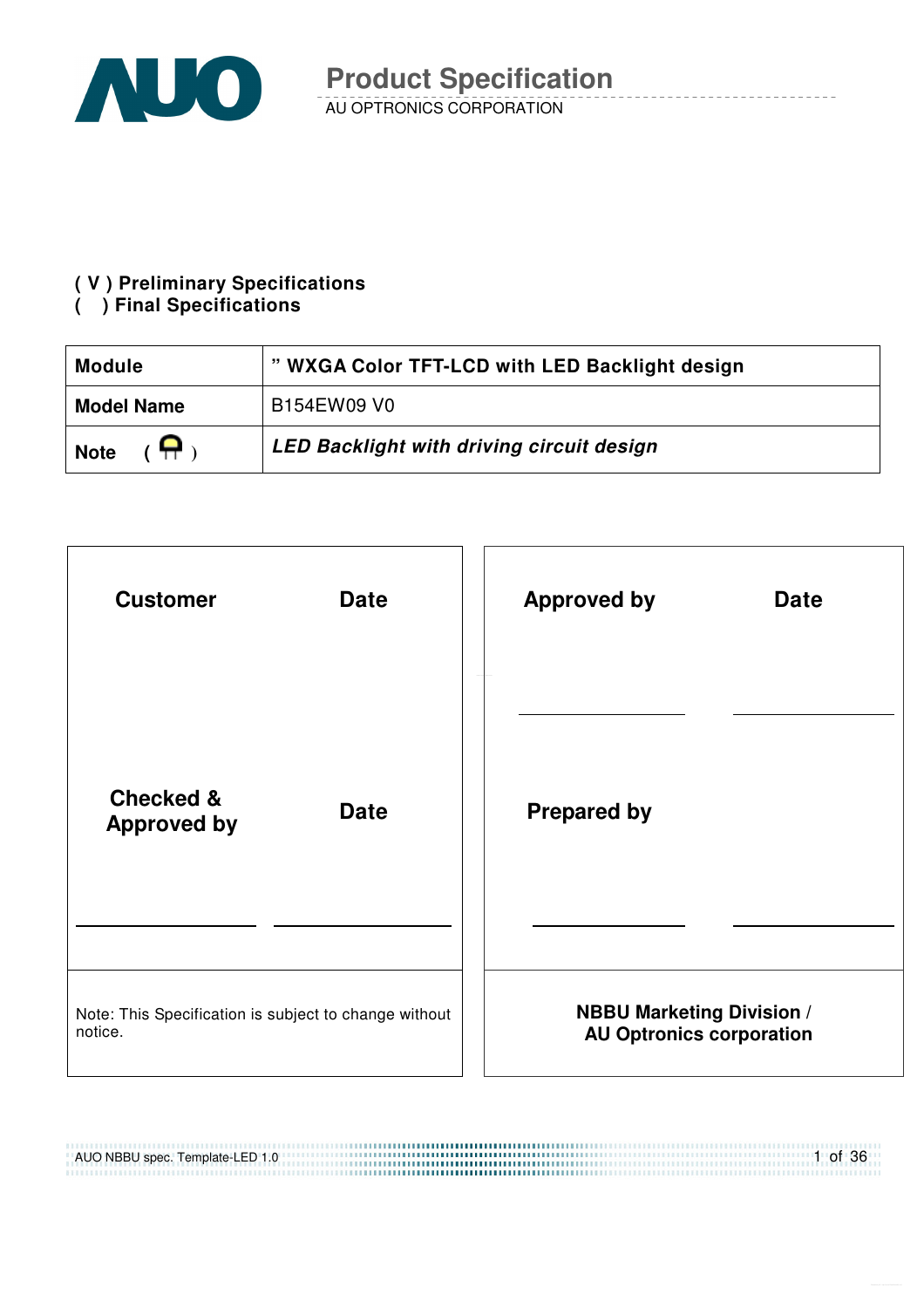# Product Specification

AU OPTRONICS CORPORATION

**( V ) Preliminary Specifications**
**(   ) Final Specifications**

| **Module** | **" WXGA Color TFT-LCD with LED Backlight design** |
|---|---|
| **Model Name** | B154EW09 V0 |
| **Note** | ***LED Backlight with driving circuit design*** |

| **Customer** | **Date** | **Approved by** | **Date** |
|---|---|---|---|
| **Checked & Approved by** | **Date** | **Prepared by** | |
| Note: This Specification is subject to change without notice. | | **NBBU Marketing Division / AU Optronics corporation** | |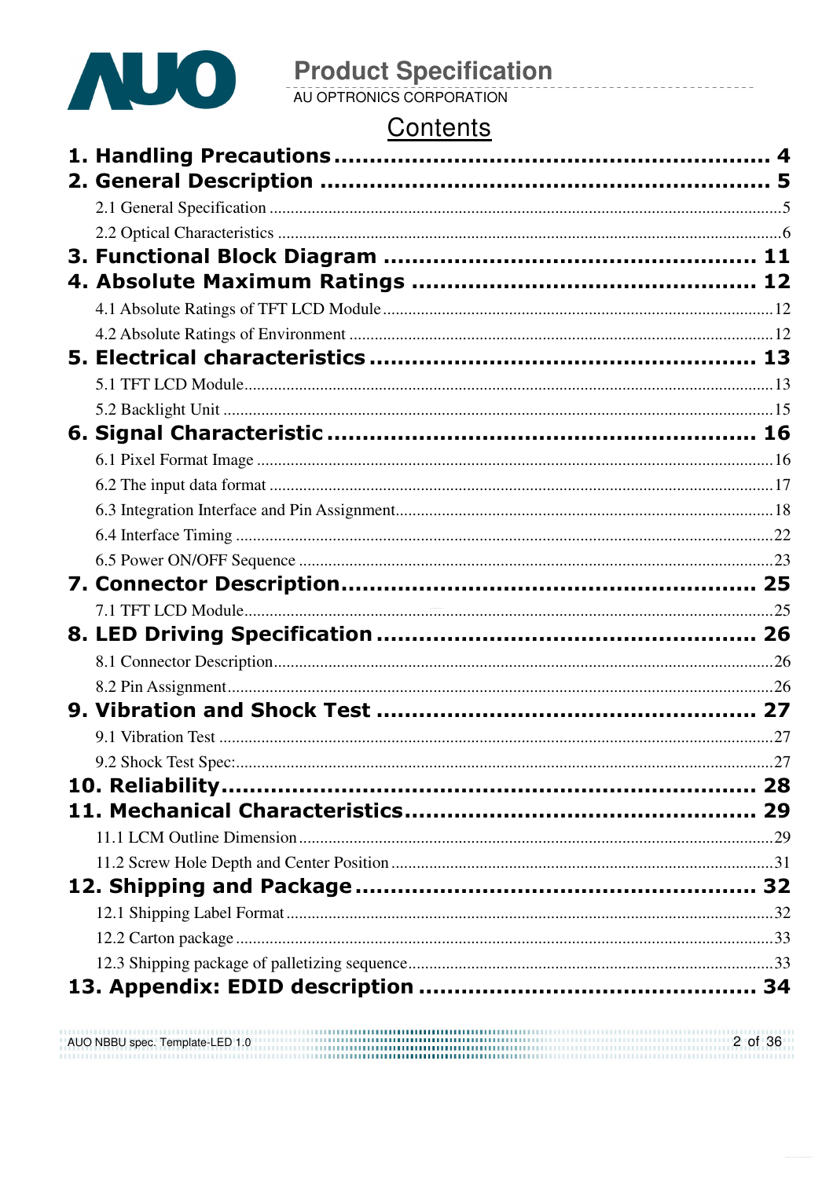# Contents

**1. Handling Precautions** .......... **4**

**2. General Description** .......... **5**

- 2.1 General Specification .......... 5
- 2.2 Optical Characteristics .......... 6

**3. Functional Block Diagram** .......... **11**

**4. Absolute Maximum Ratings** .......... **12**

- 4.1 Absolute Ratings of TFT LCD Module .......... 12
- 4.2 Absolute Ratings of Environment .......... 12

**5. Electrical characteristics** .......... **13**

- 5.1 TFT LCD Module .......... 13
- 5.2 Backlight Unit .......... 15

**6. Signal Characteristic** .......... **16**

- 6.1 Pixel Format Image .......... 16
- 6.2 The input data format .......... 17
- 6.3 Integration Interface and Pin Assignment .......... 18
- 6.4 Interface Timing .......... 22
- 6.5 Power ON/OFF Sequence .......... 23

**7. Connector Description** .......... **25**

- 7.1 TFT LCD Module .......... 25

**8. LED Driving Specification** .......... **26**

- 8.1 Connector Description .......... 26
- 8.2 Pin Assignment .......... 26

**9. Vibration and Shock Test** .......... **27**

- 9.1 Vibration Test .......... 27
- 9.2 Shock Test Spec: .......... 27

**10. Reliability** .......... **28**

**11. Mechanical Characteristics** .......... **29**

- 11.1 LCM Outline Dimension .......... 29
- 11.2 Screw Hole Depth and Center Position .......... 31

**12. Shipping and Package** .......... **32**

- 12.1 Shipping Label Format .......... 32
- 12.2 Carton package .......... 33
- 12.3 Shipping package of palletizing sequence .......... 33

**13. Appendix: EDID description** .......... **34**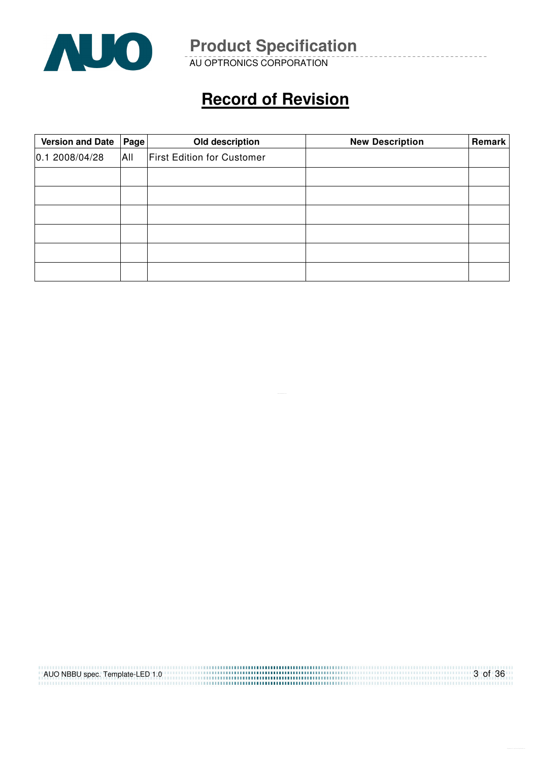# Record of Revision

| Version and Date | Page | Old description | New Description | Remark |
|---|---|---|---|---|
| 0.1 2008/04/28 | All | First Edition for Customer | | |
| | | | | |
| | | | | |
| | | | | |
| | | | | |
| | | | | |
| | | | | |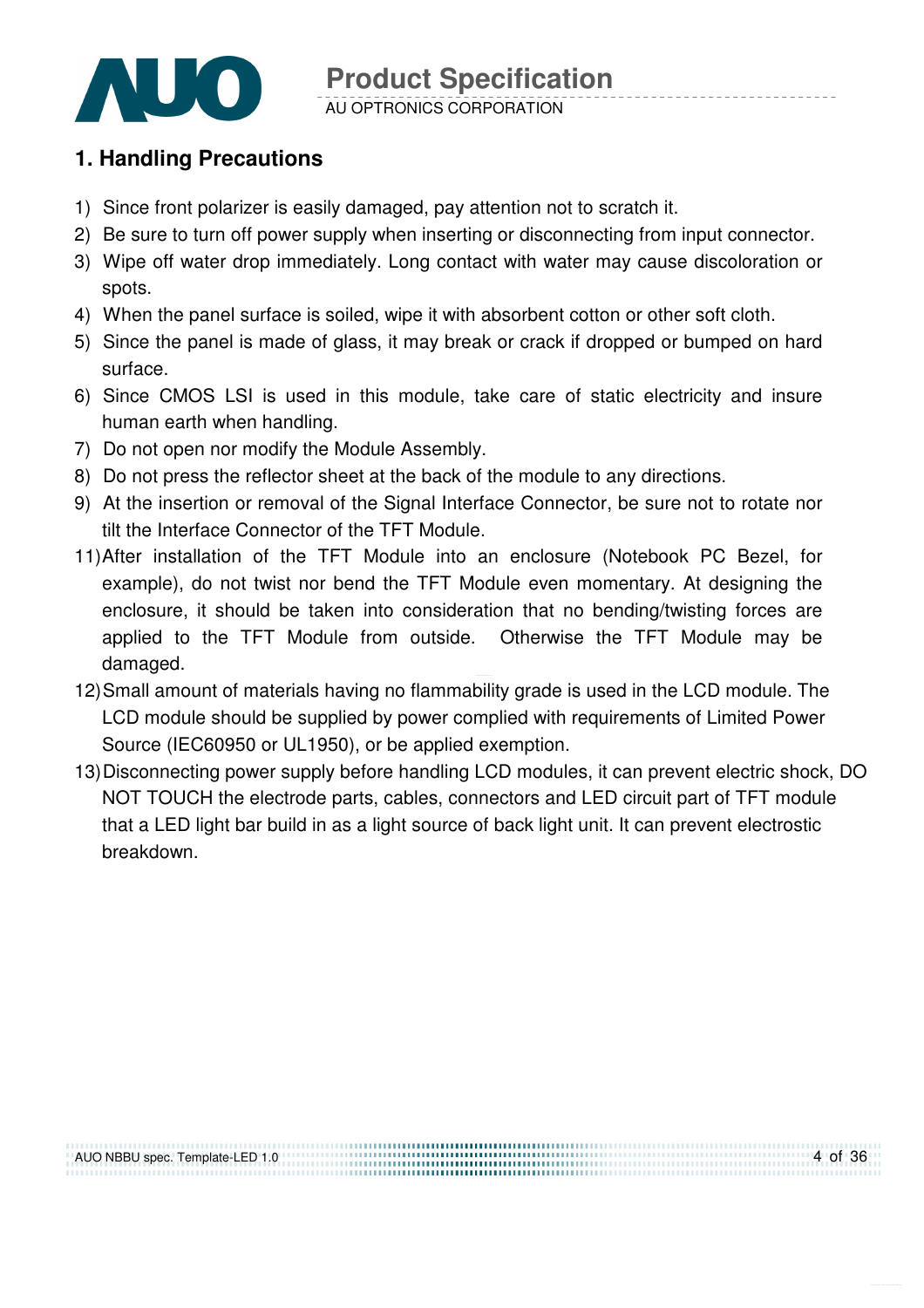## 1. Handling Precautions

1) Since front polarizer is easily damaged, pay attention not to scratch it.
2) Be sure to turn off power supply when inserting or disconnecting from input connector.
3) Wipe off water drop immediately. Long contact with water may cause discoloration or spots.
4) When the panel surface is soiled, wipe it with absorbent cotton or other soft cloth.
5) Since the panel is made of glass, it may break or crack if dropped or bumped on hard surface.
6) Since CMOS LSI is used in this module, take care of static electricity and insure human earth when handling.
7) Do not open nor modify the Module Assembly.
8) Do not press the reflector sheet at the back of the module to any directions.
9) At the insertion or removal of the Signal Interface Connector, be sure not to rotate nor tilt the Interface Connector of the TFT Module.

11) After installation of the TFT Module into an enclosure (Notebook PC Bezel, for example), do not twist nor bend the TFT Module even momentary. At designing the enclosure, it should be taken into consideration that no bending/twisting forces are applied to the TFT Module from outside. Otherwise the TFT Module may be damaged.
12) Small amount of materials having no flammability grade is used in the LCD module. The LCD module should be supplied by power complied with requirements of Limited Power Source (IEC60950 or UL1950), or be applied exemption.
13) Disconnecting power supply before handling LCD modules, it can prevent electric shock, DO NOT TOUCH the electrode parts, cables, connectors and LED circuit part of TFT module that a LED light bar build in as a light source of back light unit. It can prevent electrostic breakdown.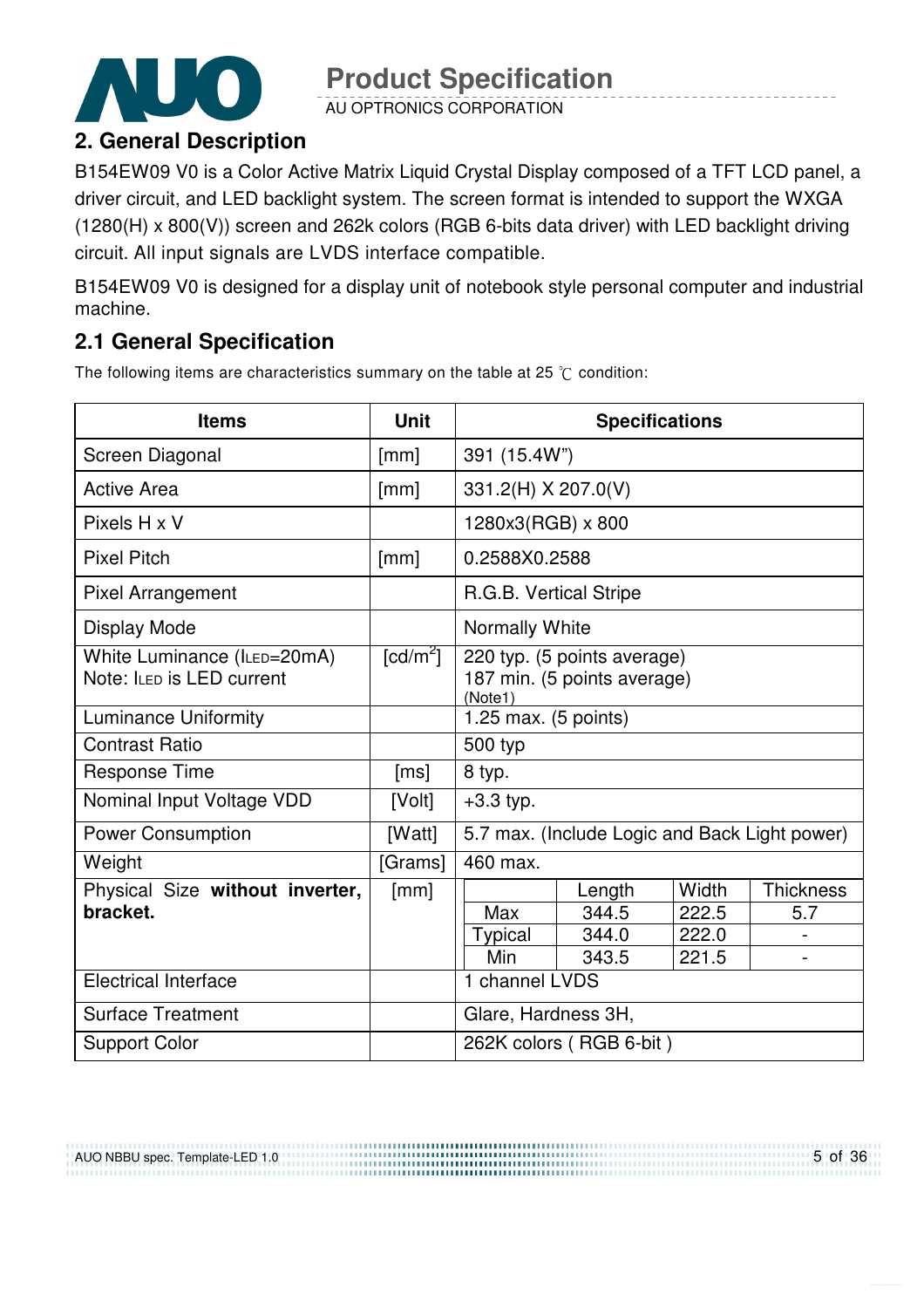## 2. General Description

B154EW09 V0 is a Color Active Matrix Liquid Crystal Display composed of a TFT LCD panel, a driver circuit, and LED backlight system. The screen format is intended to support the WXGA (1280(H) x 800(V)) screen and 262k colors (RGB 6-bits data driver) with LED backlight driving circuit. All input signals are LVDS interface compatible.

B154EW09 V0 is designed for a display unit of notebook style personal computer and industrial machine.

### 2.1 General Specification

The following items are characteristics summary on the table at 25 ℃ condition:

| Items | Unit | Specifications | | | |
|---|---|---|---|---|---|
| Screen Diagonal | [mm] | 391 (15.4W") | | | |
| Active Area | [mm] | 331.2(H) X 207.0(V) | | | |
| Pixels H x V | | 1280x3(RGB) x 800 | | | |
| Pixel Pitch | [mm] | 0.2588X0.2588 | | | |
| Pixel Arrangement | | R.G.B. Vertical Stripe | | | |
| Display Mode | | Normally White | | | |
| White Luminance ($I_{LED}$=20mA) Note: $I_{LED}$ is LED current | [cd/m$^2$] | 220 typ. (5 points average) 187 min. (5 points average) (Note1) | | | |
| Luminance Uniformity | | 1.25 max. (5 points) | | | |
| Contrast Ratio | | 500 typ | | | |
| Response Time | [ms] | 8 typ. | | | |
| Nominal Input Voltage VDD | [Volt] | +3.3 typ. | | | |
| Power Consumption | [Watt] | 5.7 max. (Include Logic and Back Light power) | | | |
| Weight | [Grams] | 460 max. | | | |
| Physical Size **without inverter, bracket.** | [mm] | | Length | Width | Thickness |
| | | Max | 344.5 | 222.5 | 5.7 |
| | | Typical | 344.0 | 222.0 | - |
| | | Min | 343.5 | 221.5 | - |
| Electrical Interface | | 1 channel LVDS | | | |
| Surface Treatment | | Glare, Hardness 3H, | | | |
| Support Color | | 262K colors ( RGB 6-bit ) | | | |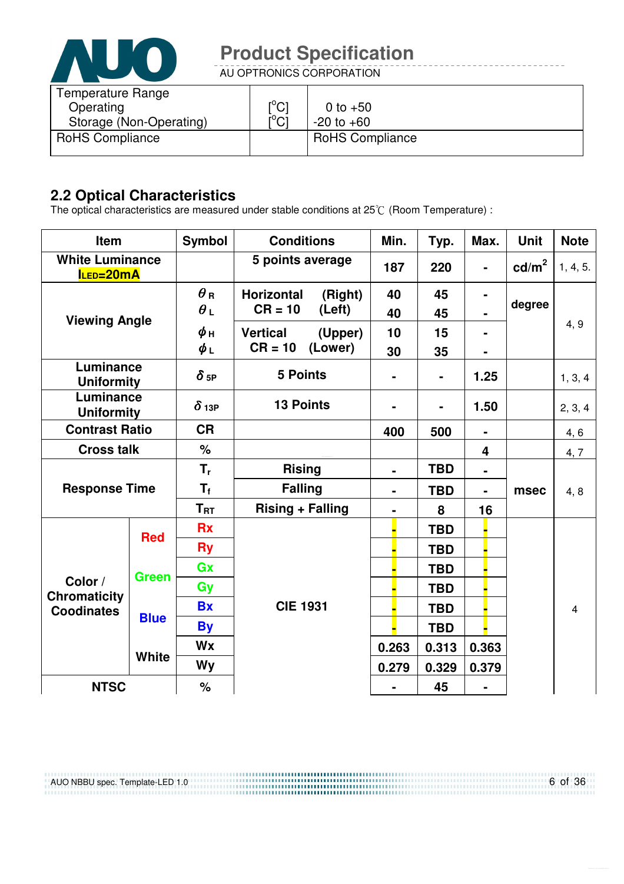| Temperature Range | | |
|---|---|---|
| Operating | [°C] | 0 to +50 |
| Storage (Non-Operating) | [°C] | -20 to +60 |
| RoHS Compliance | | RoHS Compliance |

## 2.2 Optical Characteristics

The optical characteristics are measured under stable conditions at 25℃ (Room Temperature) :

| Item | | Symbol | Conditions | | Min. | Typ. | Max. | Unit | Note |
|---|---|---|---|---|---|---|---|---|---|
| White Luminance $I_{LED}$=20mA | | | 5 points average | | 187 | 220 | - | cd/m$^2$ | 1, 4, 5. |
| Viewing Angle | | $\theta_R$ | Horizontal CR = 10 | (Right) | 40 | 45 | - | degree | 4, 9 |
| | | $\theta_L$ | | (Left) | 40 | 45 | - | | |
| | | $\phi_H$ | Vertical CR = 10 | (Upper) | 10 | 15 | - | | |
| | | $\phi_L$ | | (Lower) | 30 | 35 | - | | |
| Luminance Uniformity | | $\delta_{5P}$ | 5 Points | | - | - | 1.25 | | 1, 3, 4 |
| Luminance Uniformity | | $\delta_{13P}$ | 13 Points | | - | - | 1.50 | | 2, 3, 4 |
| Contrast Ratio | | CR | | | 400 | 500 | - | | 4, 6 |
| Cross talk | | % | | | | | 4 | | 4, 7 |
| Response Time | | $T_r$ | Rising | | - | TBD | - | msec | 4, 8 |
| | | $T_f$ | Falling | | - | TBD | - | | |
| | | $T_{RT}$ | Rising + Falling | | - | 8 | 16 | | |
| Color / Chromaticity Coodinates | Red | Rx | CIE 1931 | | - | TBD | - | | 4 |
| | | Ry | | | - | TBD | - | | |
| | Green | Gx | | | - | TBD | - | | |
| | | Gy | | | - | TBD | - | | |
| | Blue | Bx | | | - | TBD | - | | |
| | | By | | | - | TBD | - | | |
| | White | Wx | | | 0.263 | 0.313 | 0.363 | | |
| | | Wy | | | 0.279 | 0.329 | 0.379 | | |
| NTSC | | % | | | - | 45 | - | | |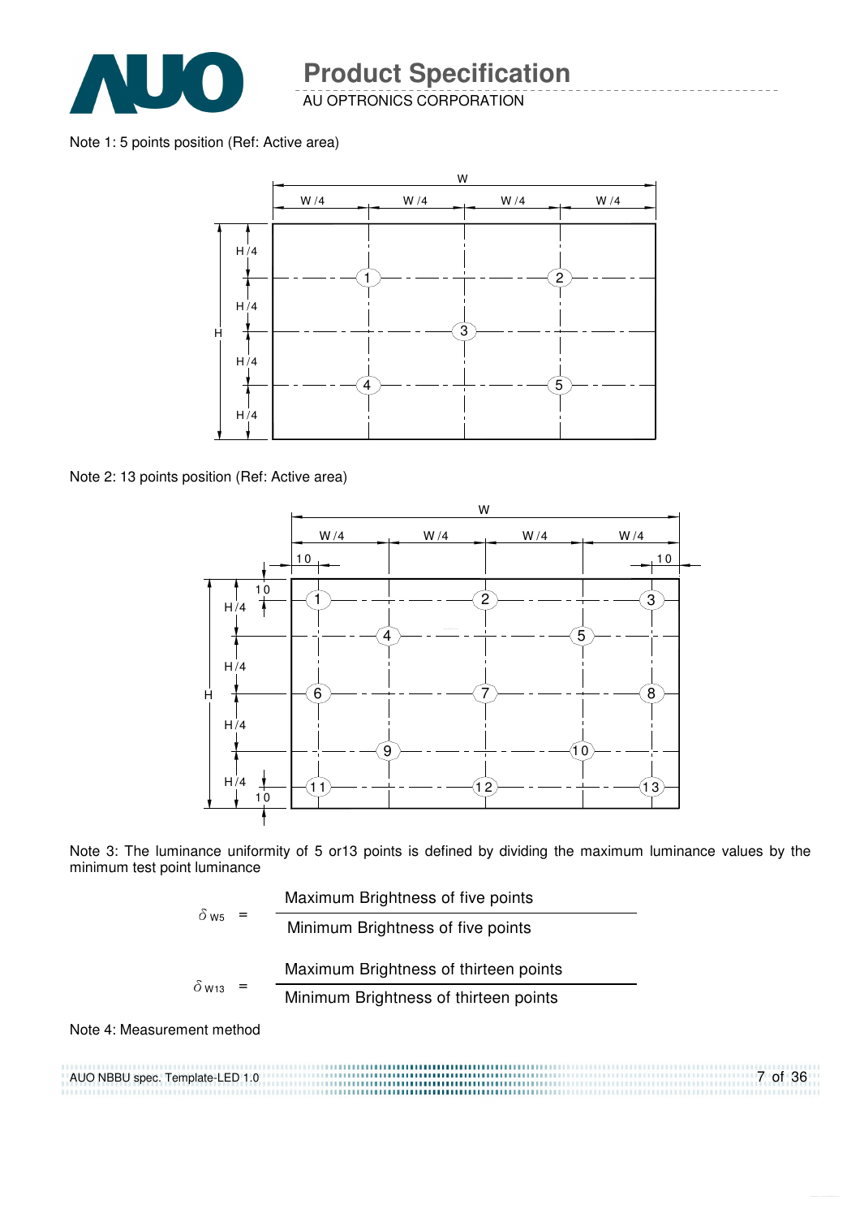Note 1: 5 points position (Ref: Active area)

Note 2: 13 points position (Ref: Active area)

Note 3: The luminance uniformity of 5 or13 points is defined by dividing the maximum luminance values by the minimum test point luminance

$$\delta_{W5} = \frac{\text{Maximum Brightness of five points}}{\text{Minimum Brightness of five points}}$$

$$\delta_{W13} = \frac{\text{Maximum Brightness of thirteen points}}{\text{Minimum Brightness of thirteen points}}$$

Note 4: Measurement method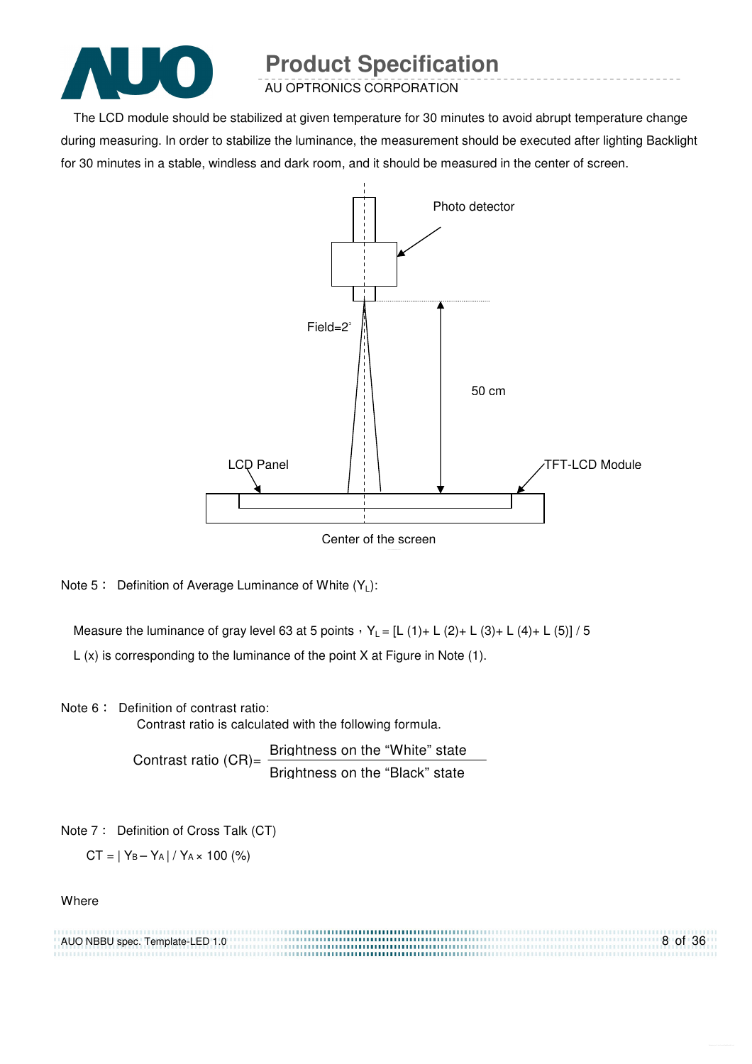The LCD module should be stabilized at given temperature for 30 minutes to avoid abrupt temperature change during measuring. In order to stabilize the luminance, the measurement should be executed after lighting Backlight for 30 minutes in a stable, windless and dark room, and it should be measured in the center of screen.

Photo detector

Field=2°

50 cm

LCD Panel

TFT-LCD Module

Center of the screen

Note 5： Definition of Average Luminance of White ($Y_L$):

Measure the luminance of gray level 63 at 5 points，$Y_L$ = [L (1)+ L (2)+ L (3)+ L (4)+ L (5)] / 5

L (x) is corresponding to the luminance of the point X at Figure in Note (1).

Note 6： Definition of contrast ratio:

Contrast ratio is calculated with the following formula.

$$\text{Contrast ratio (CR)} = \frac{\text{Brightness on the "White" state}}{\text{Brightness on the "Black" state}}$$

Note 7： Definition of Cross Talk (CT)

$$CT = | Y_B - Y_A | / Y_A \times 100\ (\%)$$

Where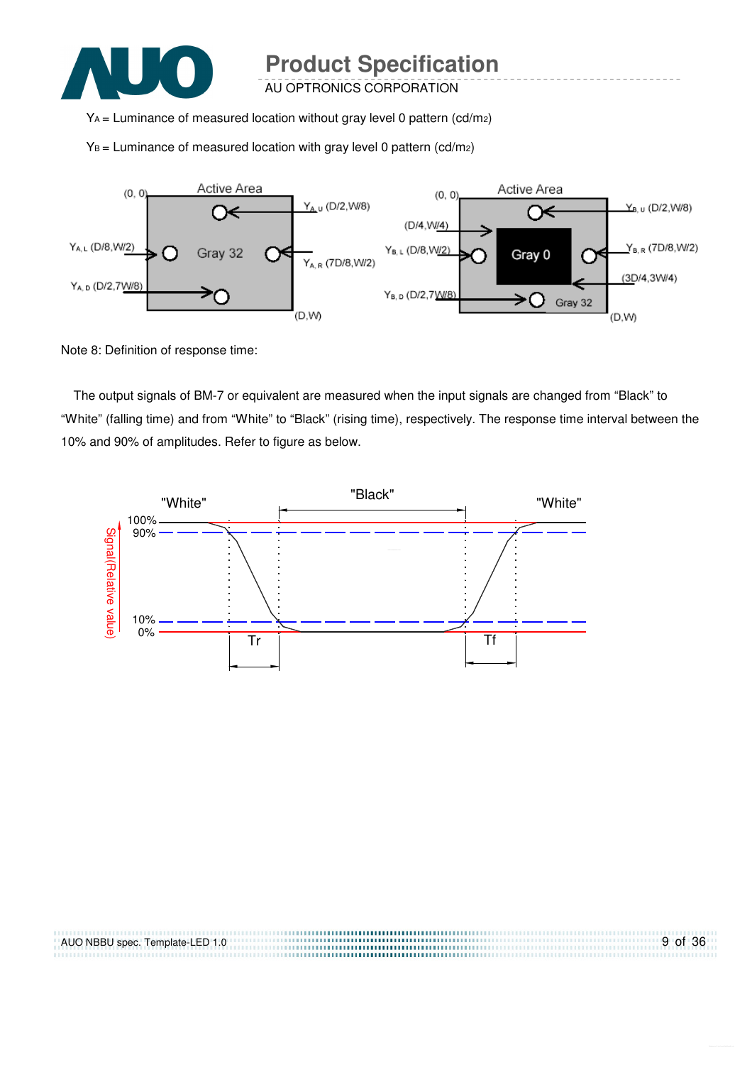$Y_A$ = Luminance of measured location without gray level 0 pattern (cd/m2)

$Y_B$ = Luminance of measured location with gray level 0 pattern (cd/m2)

Note 8: Definition of response time:

The output signals of BM-7 or equivalent are measured when the input signals are changed from “Black” to “White” (falling time) and from “White” to “Black” (rising time), respectively. The response time interval between the 10% and 90% of amplitudes. Refer to figure as below.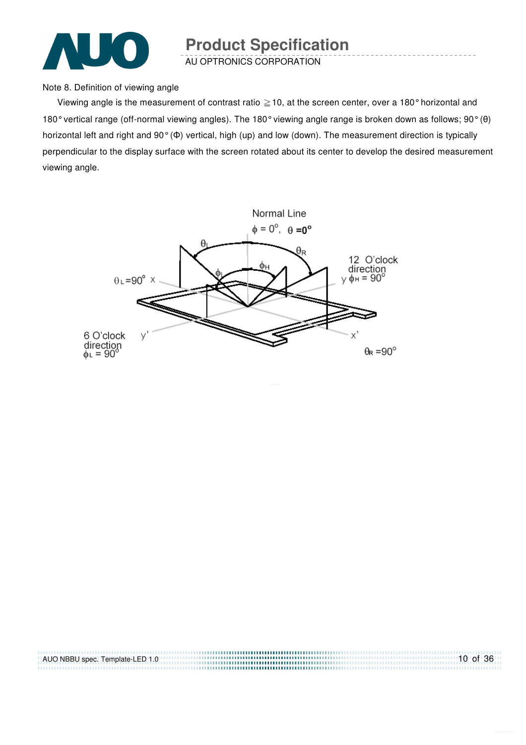Note 8. Definition of viewing angle

Viewing angle is the measurement of contrast ratio ≧10, at the screen center, over a 180° horizontal and 180° vertical range (off-normal viewing angles). The 180° viewing angle range is broken down as follows; 90° (θ) horizontal left and right and 90° (Φ) vertical, high (up) and low (down). The measurement direction is typically perpendicular to the display surface with the screen rotated about its center to develop the desired measurement viewing angle.

Normal Line

$\phi = 0^{o}$, $\theta = 0^{o}$

$\theta_L$ $\theta_R$ $\phi_L$ $\phi_H$

$\theta_L = 90^{o}$ x

12 O'clock direction

y $\phi_H = 90^{o}$

6 O'clock direction

$\phi_L = 90^{o}$

y'

x'

$\theta_R = 90^{o}$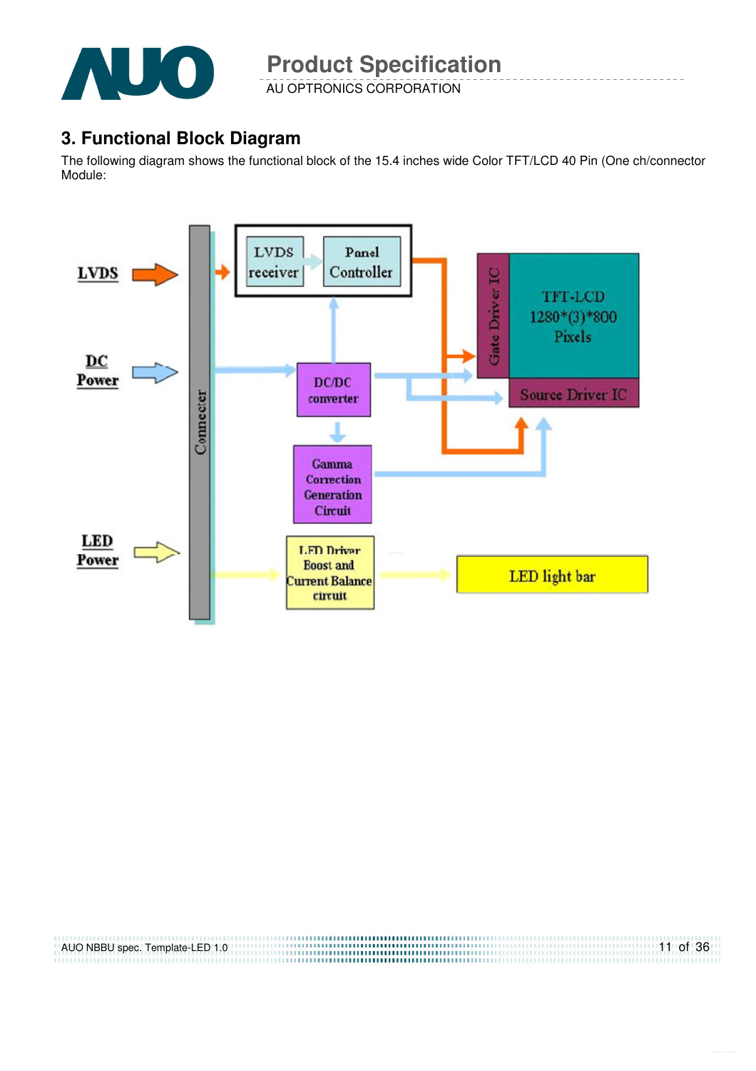## 3. Functional Block Diagram

The following diagram shows the functional block of the 15.4 inches wide Color TFT/LCD 40 Pin (One ch/connector Module:

LVDS

DC Power

LED Power

Connector

LVDS receiver

Panel Controller

DC/DC converter

Gamma Correction Generation Circuit

LED Driver Boost and Current Balance circuit

Gate Driver IC

TFT-LCD 1280*(3)*800 Pixels

Source Driver IC

LED light bar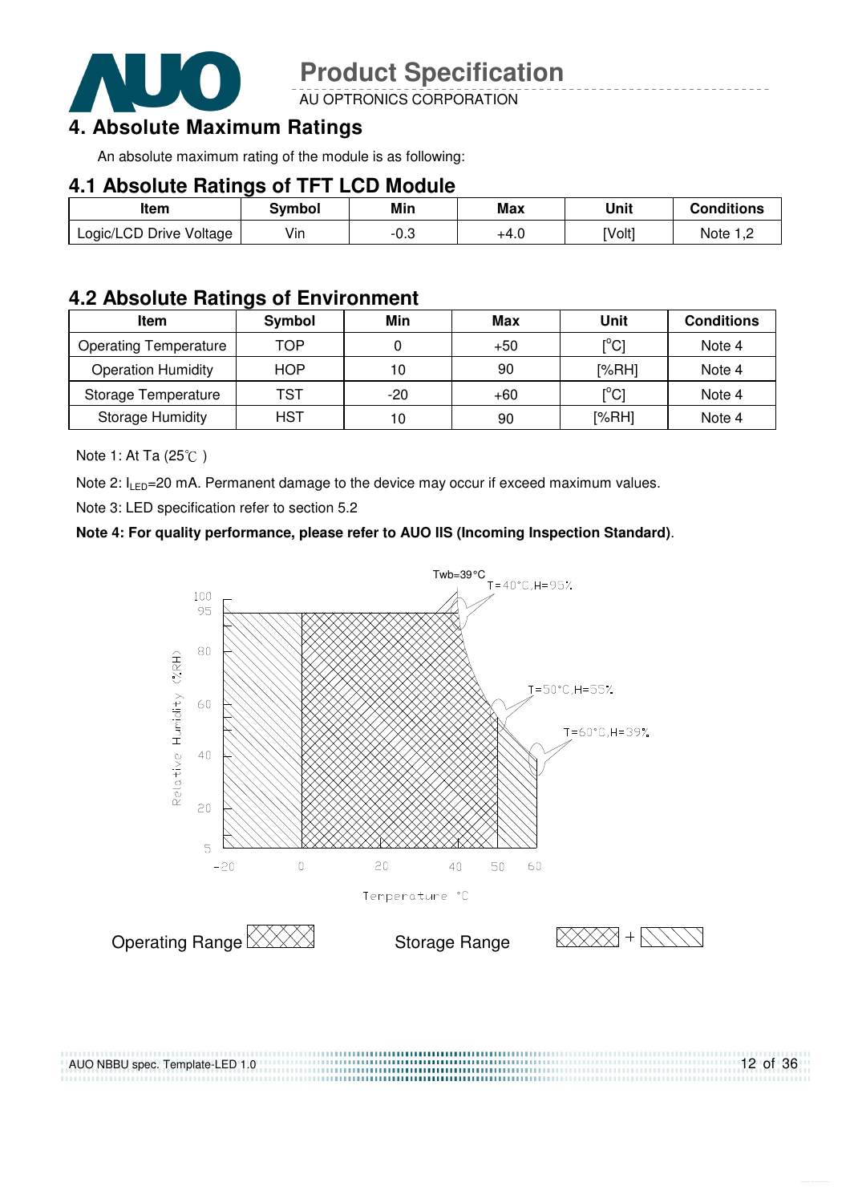# 4. Absolute Maximum Ratings

An absolute maximum rating of the module is as following:

## 4.1 Absolute Ratings of TFT LCD Module

| Item | Symbol | Min | Max | Unit | Conditions |
|---|---|---|---|---|---|
| Logic/LCD Drive Voltage | Vin | -0.3 | +4.0 | [Volt] | Note 1,2 |

## 4.2 Absolute Ratings of Environment

| Item | Symbol | Min | Max | Unit | Conditions |
|---|---|---|---|---|---|
| Operating Temperature | TOP | 0 | +50 | [°C] | Note 4 |
| Operation Humidity | HOP | 10 | 90 | [%RH] | Note 4 |
| Storage Temperature | TST | -20 | +60 | [°C] | Note 4 |
| Storage Humidity | HST | 10 | 90 | [%RH] | Note 4 |

Note 1: At Ta (25℃ )

Note 2: $I_{LED}$=20 mA. Permanent damage to the device may occur if exceed maximum values.

Note 3: LED specification refer to section 5.2

**Note 4: For quality performance, please refer to AUO IIS (Incoming Inspection Standard)**.

Twb=39°C

T=40°C,H=95%

T=50°C,H=55%

T=60°C,H=39%

Relative Humidity (%RH)

Temperature °C

Operating Range

Storage Range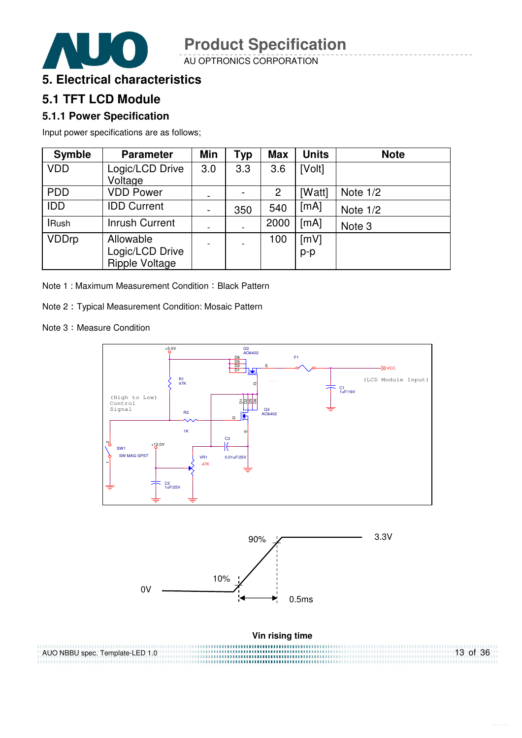# 5. Electrical characteristics

## 5.1 TFT LCD Module

### 5.1.1 Power Specification

Input power specifications are as follows;

| Symble | Parameter | Min | Typ | Max | Units | Note |
|---|---|---|---|---|---|---|
| VDD | Logic/LCD Drive Voltage | 3.0 | 3.3 | 3.6 | [Volt] | |
| PDD | VDD Power | - | - | 2 | [Watt] | Note 1/2 |
| IDD | IDD Current | - | 350 | 540 | [mA] | Note 1/2 |
| IRush | Inrush Current | - | - | 2000 | [mA] | Note 3 |
| VDDrp | Allowable Logic/LCD Drive Ripple Voltage | - | - | 100 | [mV] p-p | |

Note 1 : Maximum Measurement Condition：Black Pattern

Note 2：Typical Measurement Condition: Mosaic Pattern

Note 3：Measure Condition

Vin rising time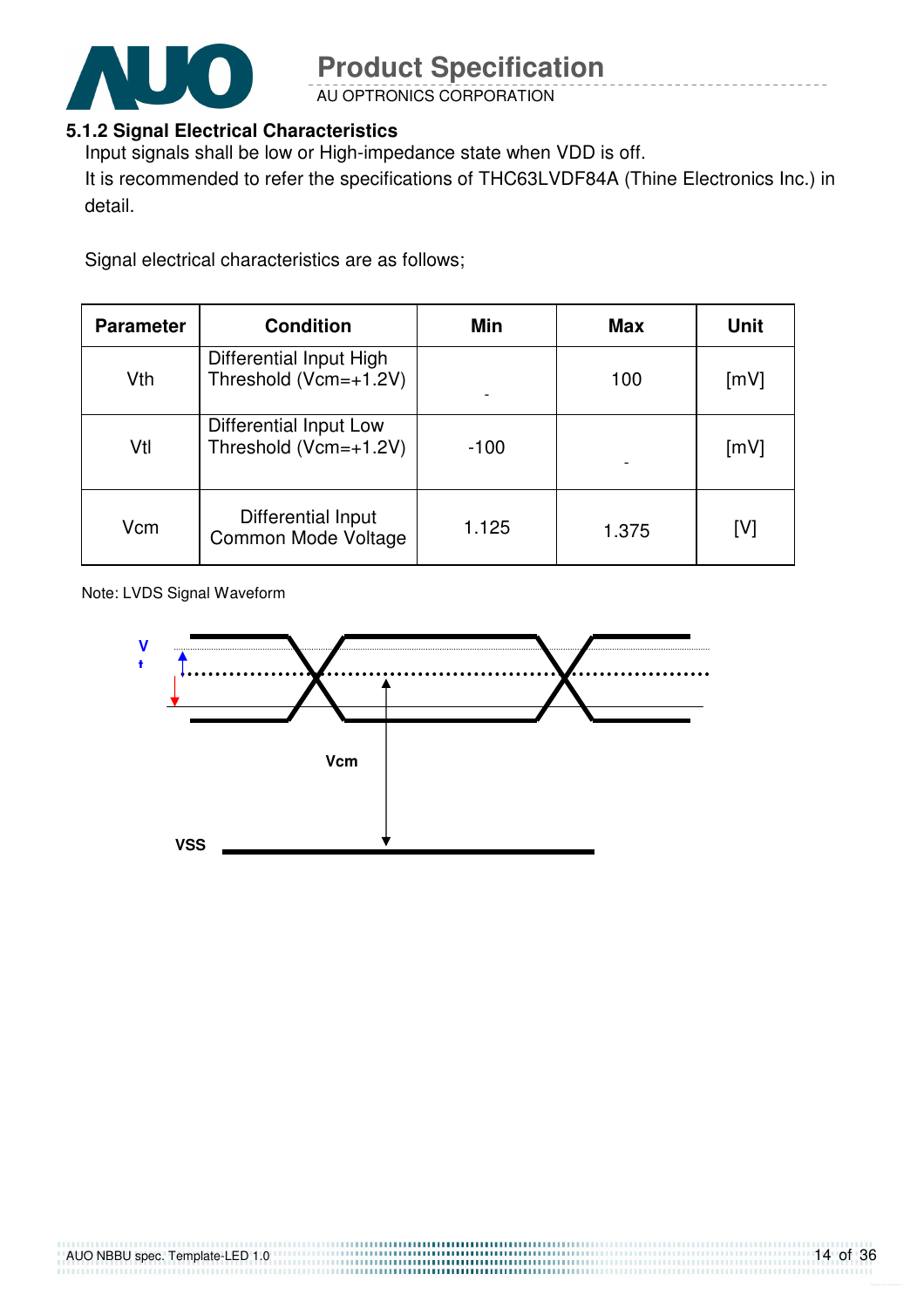### 5.1.2 Signal Electrical Characteristics

Input signals shall be low or High-impedance state when VDD is off.

It is recommended to refer the specifications of THC63LVDF84A (Thine Electronics Inc.) in detail.

Signal electrical characteristics are as follows;

| Parameter | Condition | Min | Max | Unit |
|---|---|---|---|---|
| Vth | Differential Input High Threshold (Vcm=+1.2V) | - | 100 | [mV] |
| Vtl | Differential Input Low Threshold (Vcm=+1.2V) | -100 | - | [mV] |
| Vcm | Differential Input Common Mode Voltage | 1.125 | 1.375 | [V] |

Note: LVDS Signal Waveform

V
t

Vcm

VSS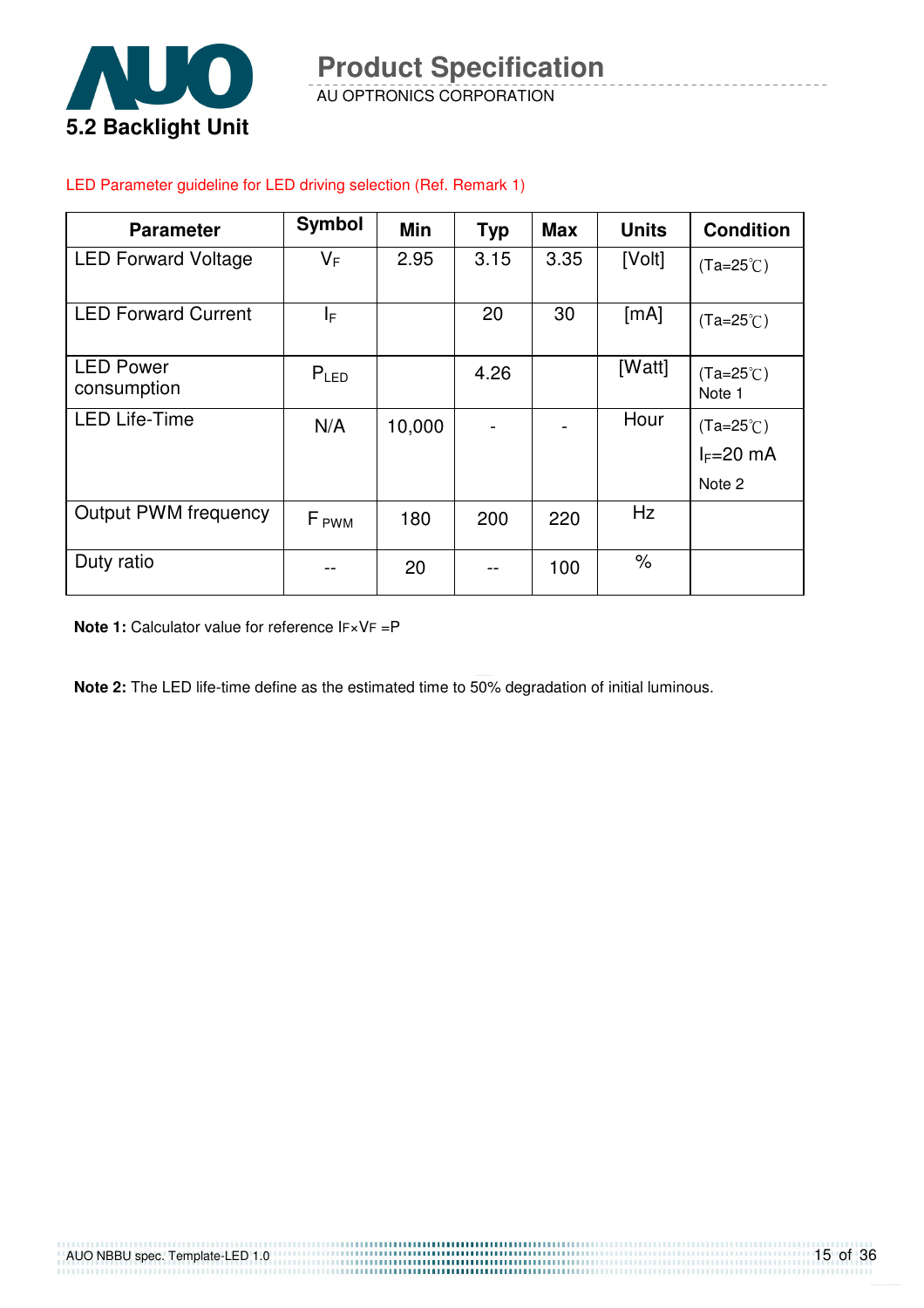## 5.2 Backlight Unit

LED Parameter guideline for LED driving selection (Ref. Remark 1)

| Parameter | Symbol | Min | Typ | Max | Units | Condition |
|---|---|---|---|---|---|---|
| LED Forward Voltage | $V_F$ | 2.95 | 3.15 | 3.35 | [Volt] | (Ta=25℃) |
| LED Forward Current | $I_F$ | | 20 | 30 | [mA] | (Ta=25℃) |
| LED Power consumption | $P_{LED}$ | | 4.26 | | [Watt] | (Ta=25℃) Note 1 |
| LED Life-Time | N/A | 10,000 | - | - | Hour | (Ta=25℃) $I_F$=20 mA Note 2 |
| Output PWM frequency | $F_{PWM}$ | 180 | 200 | 220 | Hz | |
| Duty ratio | -- | 20 | -- | 100 | % | |

**Note 1:** Calculator value for reference $I_F \times V_F = P$

**Note 2:** The LED life-time define as the estimated time to 50% degradation of initial luminous.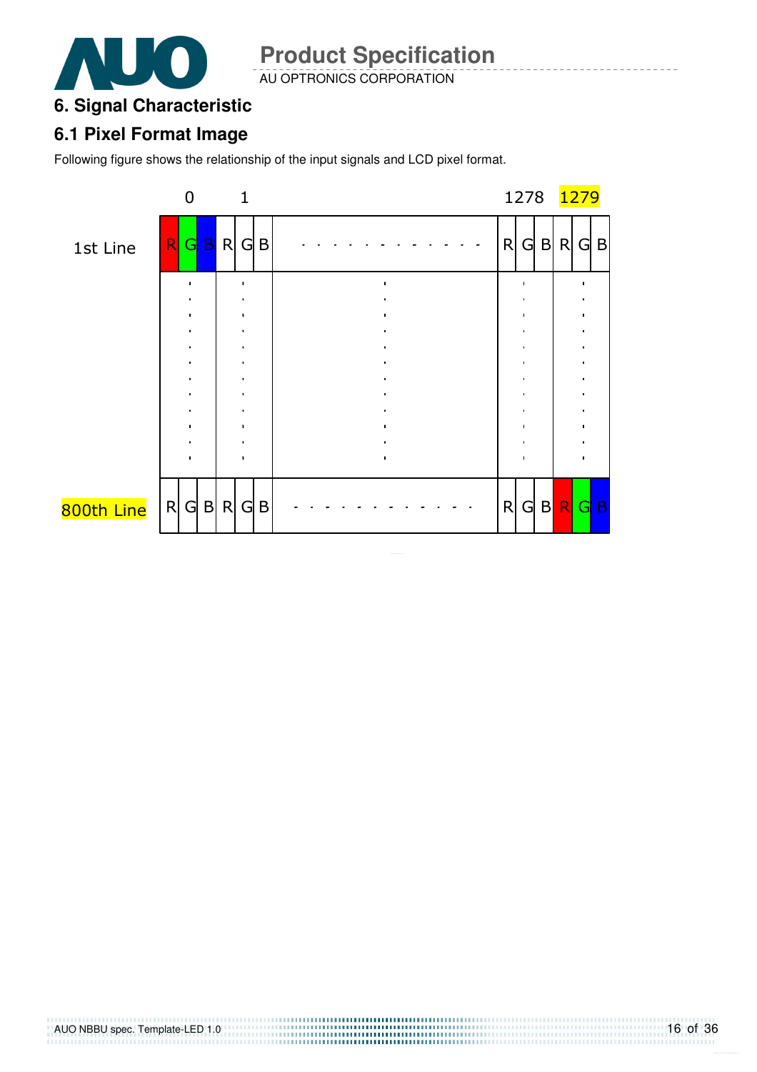# 6. Signal Characteristic

## 6.1 Pixel Format Image

Following figure shows the relationship of the input signals and LCD pixel format.

| | 0 | | | 1 | | | | 1278 | | | 1279 | | |
|---|---|---|---|---|---|---|---|---|---|---|---|---|---|
| 1st Line | R | G | B | R | G | B | - - - - - - - - - - - - | R | G | B | R | G | B |
| | : | | | : | | | : | : | | | : | | |
| 800th Line | R | G | B | R | G | B | - - - - - - - - - - - - | R | G | B | R | G | B |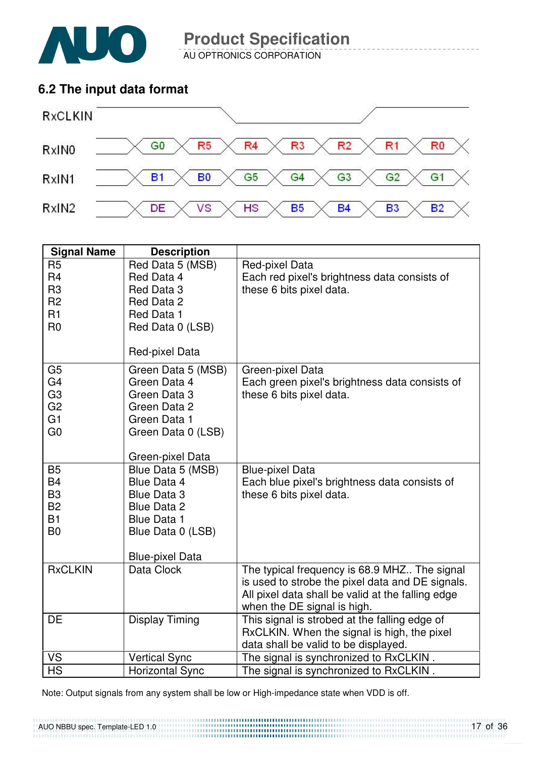## 6.2 The input data format

| RxCLKIN | | | | | | | |
|---|---|---|---|---|---|---|---|
| RxIN0 | G0 | R5 | R4 | R3 | R2 | R1 | R0 |
| RxIN1 | B1 | B0 | G5 | G4 | G3 | G2 | G1 |
| RxIN2 | DE | VS | HS | B5 | B4 | B3 | B2 |

| Signal Name | Description | |
|---|---|---|
| R5<br>R4<br>R3<br>R2<br>R1<br>R0 | Red Data 5 (MSB)<br>Red Data 4<br>Red Data 3<br>Red Data 2<br>Red Data 1<br>Red Data 0 (LSB)<br><br>Red-pixel Data | Red-pixel Data<br>Each red pixel's brightness data consists of these 6 bits pixel data. |
| G5<br>G4<br>G3<br>G2<br>G1<br>G0 | Green Data 5 (MSB)<br>Green Data 4<br>Green Data 3<br>Green Data 2<br>Green Data 1<br>Green Data 0 (LSB)<br><br>Green-pixel Data | Green-pixel Data<br>Each green pixel's brightness data consists of these 6 bits pixel data. |
| B5<br>B4<br>B3<br>B2<br>B1<br>B0 | Blue Data 5 (MSB)<br>Blue Data 4<br>Blue Data 3<br>Blue Data 2<br>Blue Data 1<br>Blue Data 0 (LSB)<br><br>Blue-pixel Data | Blue-pixel Data<br>Each blue pixel's brightness data consists of these 6 bits pixel data. |
| RxCLKIN | Data Clock | The typical frequency is 68.9 MHZ.. The signal is used to strobe the pixel data and DE signals. All pixel data shall be valid at the falling edge when the DE signal is high. |
| DE | Display Timing | This signal is strobed at the falling edge of RxCLKIN. When the signal is high, the pixel data shall be valid to be displayed. |
| VS | Vertical Sync | The signal is synchronized to RxCLKIN . |
| HS | Horizontal Sync | The signal is synchronized to RxCLKIN . |

Note: Output signals from any system shall be low or High-impedance state when VDD is off.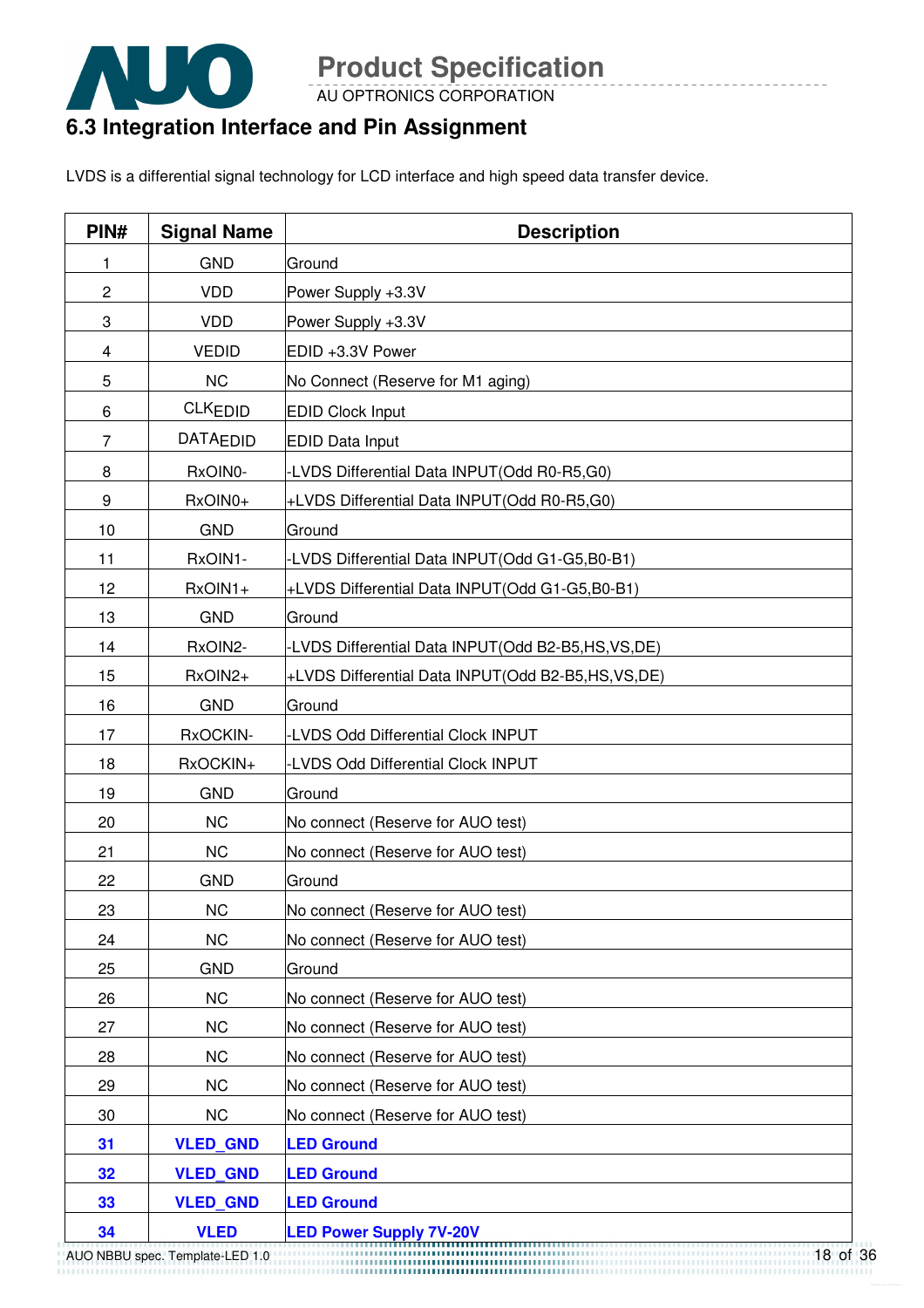## 6.3 Integration Interface and Pin Assignment

LVDS is a differential signal technology for LCD interface and high speed data transfer device.

| PIN# | Signal Name | Description |
|---|---|---|
| 1 | GND | Ground |
| 2 | VDD | Power Supply +3.3V |
| 3 | VDD | Power Supply +3.3V |
| 4 | VEDID | EDID +3.3V Power |
| 5 | NC | No Connect (Reserve for M1 aging) |
| 6 | $CLK_{EDID}$ | EDID Clock Input |
| 7 | $DATA_{EDID}$ | EDID Data Input |
| 8 | RxOIN0- | -LVDS Differential Data INPUT(Odd R0-R5,G0) |
| 9 | RxOIN0+ | +LVDS Differential Data INPUT(Odd R0-R5,G0) |
| 10 | GND | Ground |
| 11 | RxOIN1- | -LVDS Differential Data INPUT(Odd G1-G5,B0-B1) |
| 12 | RxOIN1+ | +LVDS Differential Data INPUT(Odd G1-G5,B0-B1) |
| 13 | GND | Ground |
| 14 | RxOIN2- | -LVDS Differential Data INPUT(Odd B2-B5,HS,VS,DE) |
| 15 | RxOIN2+ | +LVDS Differential Data INPUT(Odd B2-B5,HS,VS,DE) |
| 16 | GND | Ground |
| 17 | RxOCKIN- | -LVDS Odd Differential Clock INPUT |
| 18 | RxOCKIN+ | -LVDS Odd Differential Clock INPUT |
| 19 | GND | Ground |
| 20 | NC | No connect (Reserve for AUO test) |
| 21 | NC | No connect (Reserve for AUO test) |
| 22 | GND | Ground |
| 23 | NC | No connect (Reserve for AUO test) |
| 24 | NC | No connect (Reserve for AUO test) |
| 25 | GND | Ground |
| 26 | NC | No connect (Reserve for AUO test) |
| 27 | NC | No connect (Reserve for AUO test) |
| 28 | NC | No connect (Reserve for AUO test) |
| 29 | NC | No connect (Reserve for AUO test) |
| 30 | NC | No connect (Reserve for AUO test) |
| **31** | **VLED_GND** | **LED Ground** |
| **32** | **VLED_GND** | **LED Ground** |
| **33** | **VLED_GND** | **LED Ground** |
| **34** | **VLED** | **LED Power Supply 7V-20V** |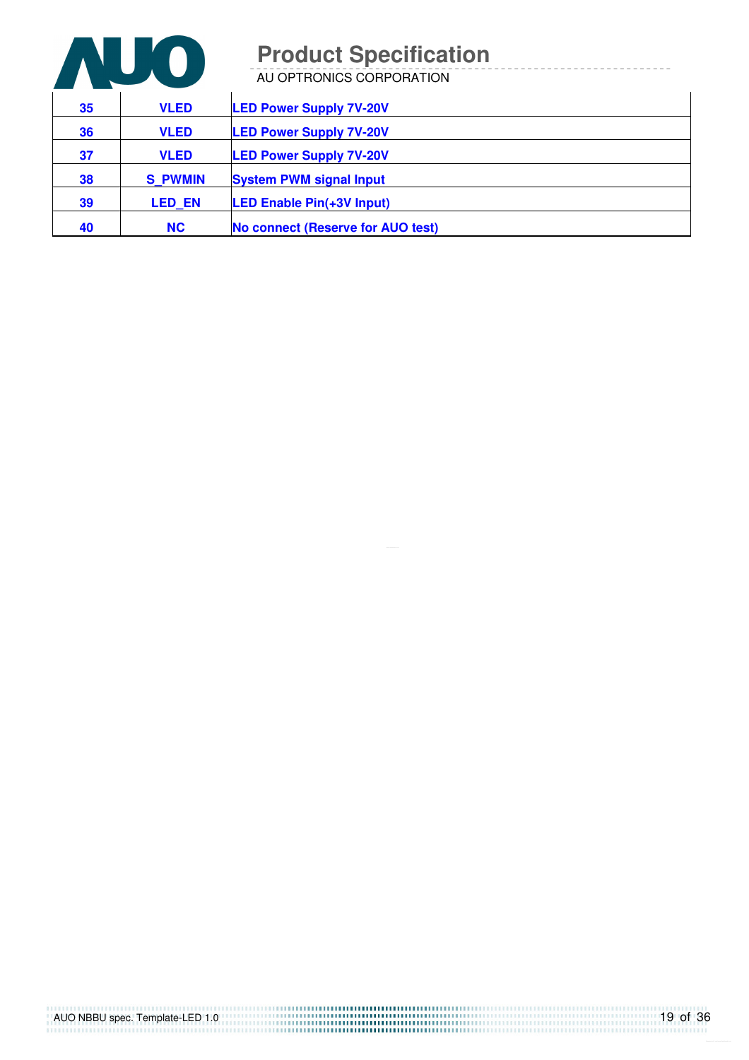| 35 | VLED | LED Power Supply 7V-20V |
|---|---|---|
| 36 | VLED | LED Power Supply 7V-20V |
| 37 | VLED | LED Power Supply 7V-20V |
| 38 | S_PWMIN | System PWM signal Input |
| 39 | LED_EN | LED Enable Pin(+3V Input) |
| 40 | NC | No connect (Reserve for AUO test) |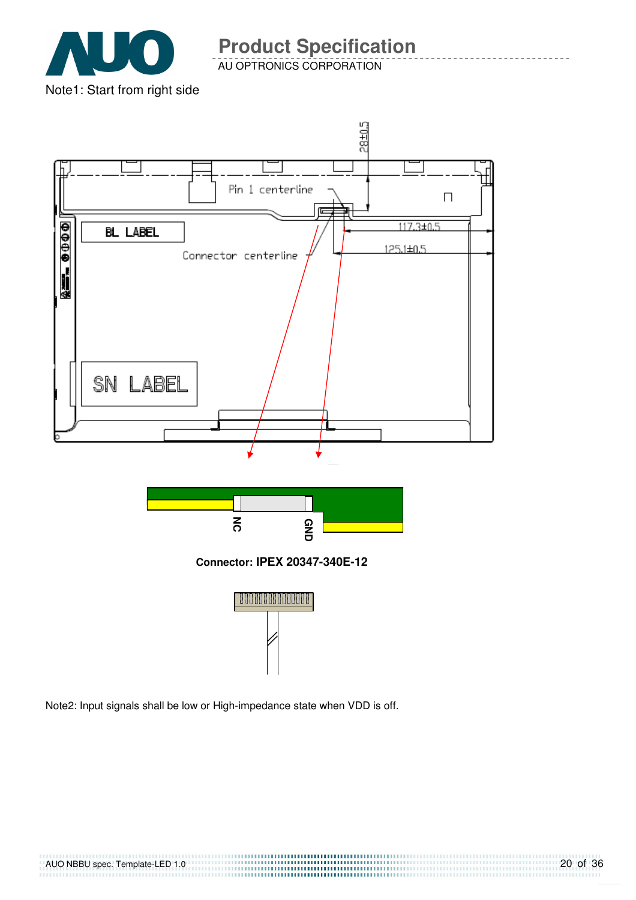Note1: Start from right side

Connector: **IPEX 20347-340E-12**

Note2: Input signals shall be low or High-impedance state when VDD is off.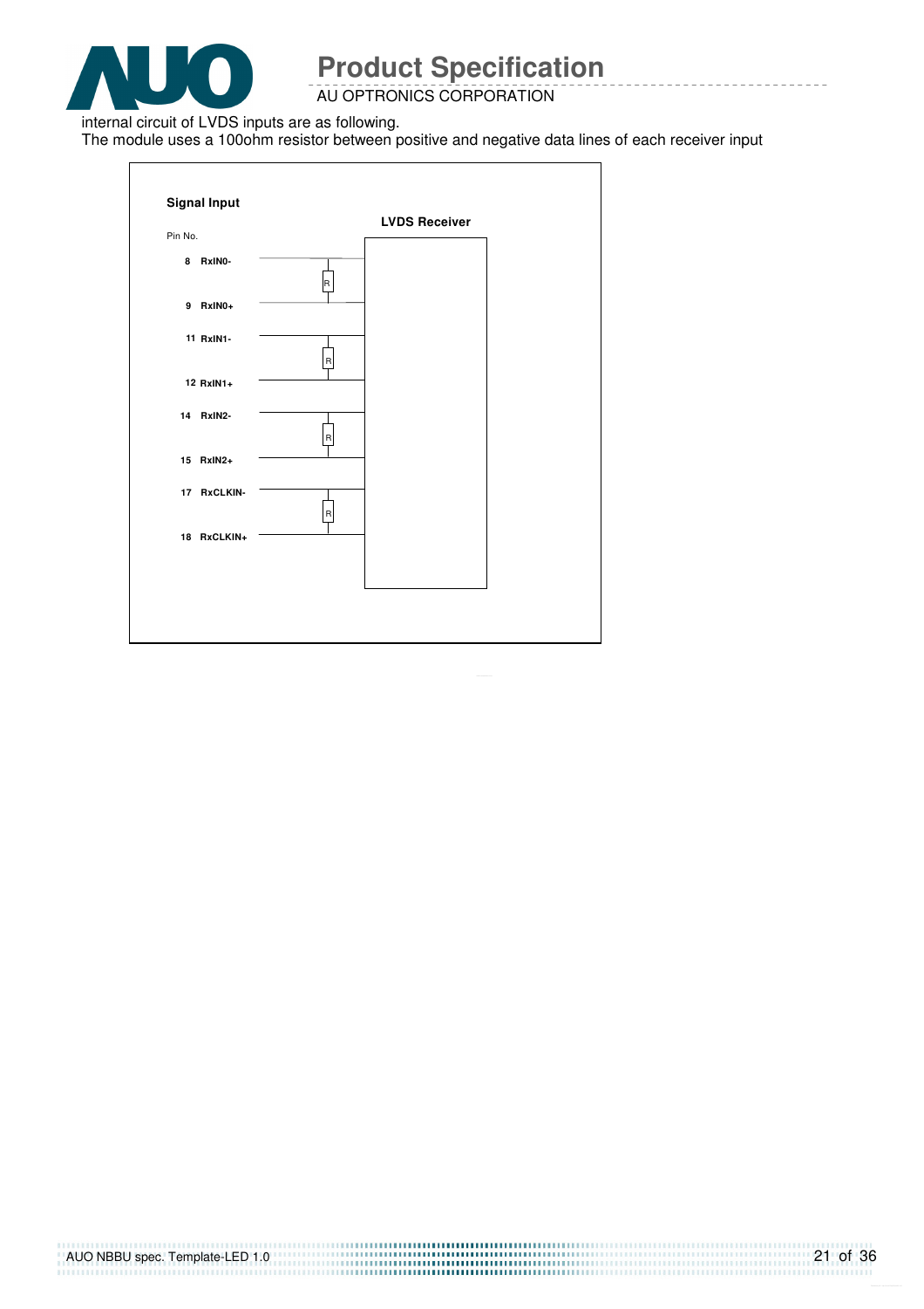internal circuit of LVDS inputs are as following.

The module uses a 100ohm resistor between positive and negative data lines of each receiver input

**Signal Input**

Pin No.

**LVDS Receiver**

| Pin No. | Signal |
|---|---|
| 8 | RxIN0- |
| 9 | RxIN0+ |
| 11 | RxIN1- |
| 12 | RxIN1+ |
| 14 | RxIN2- |
| 15 | RxIN2+ |
| 17 | RxCLKIN- |
| 18 | RxCLKIN+ |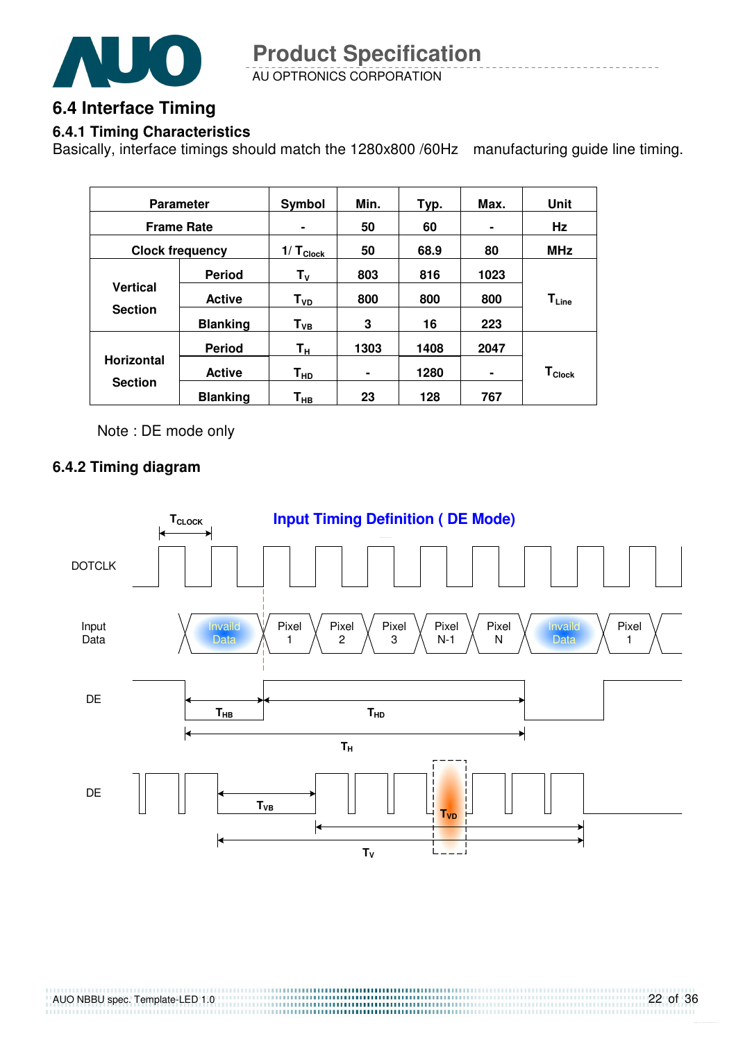## 6.4 Interface Timing

### 6.4.1 Timing Characteristics

Basically, interface timings should match the 1280x800 /60Hz manufacturing guide line timing.

| Parameter | | Symbol | Min. | Typ. | Max. | Unit |
|---|---|---|---|---|---|---|
| Frame Rate | | - | 50 | 60 | - | Hz |
| Clock frequency | | $1/T_{Clock}$ | 50 | 68.9 | 80 | MHz |
| Vertical Section | Period | $T_V$ | 803 | 816 | 1023 | $T_{Line}$ |
| | Active | $T_{VD}$ | 800 | 800 | 800 | |
| | Blanking | $T_{VB}$ | 3 | 16 | 223 | |
| Horizontal Section | Period | $T_H$ | 1303 | 1408 | 2047 | $T_{Clock}$ |
| | Active | $T_{HD}$ | - | 1280 | - | |
| | Blanking | $T_{HB}$ | 23 | 128 | 767 | |

Note : DE mode only

### 6.4.2 Timing diagram

Input Timing Definition ( DE Mode)

$T_{CLOCK}$

DOTCLK

Input Data: Invaild Data | Pixel 1 | Pixel 2 | Pixel 3 | Pixel N-1 | Pixel N | Invaild Data | Pixel 1

DE: $T_{HB}$, $T_{HD}$, $T_H$

DE: $T_{VB}$, $T_{VD}$, $T_V$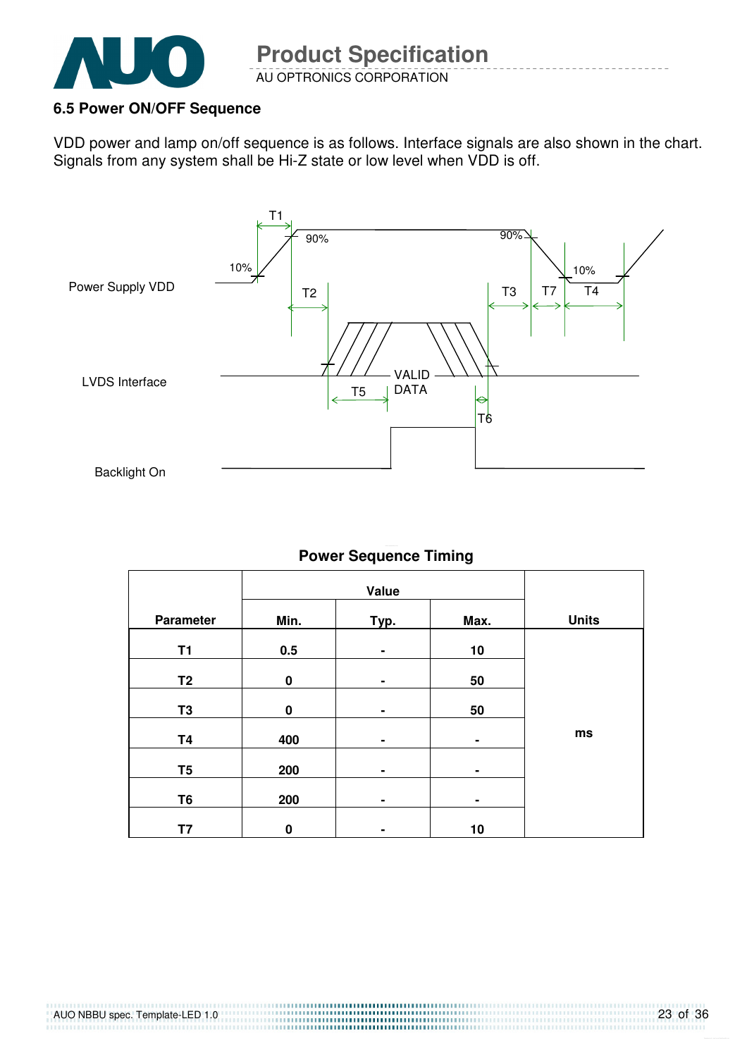### 6.5 Power ON/OFF Sequence

VDD power and lamp on/off sequence is as follows. Interface signals are also shown in the chart. Signals from any system shall be Hi-Z state or low level when VDD is off.

Power Supply VDD

LVDS Interface

Backlight On

T1 T2 T3 T4 T5 T6 T7 90% 10% VALID DATA

**Power Sequence Timing**

| Parameter | Value | | | Units |
|---|---|---|---|---|
| | Min. | Typ. | Max. | |
| T1 | 0.5 | - | 10 | ms |
| T2 | 0 | - | 50 | |
| T3 | 0 | - | 50 | |
| T4 | 400 | - | - | |
| T5 | 200 | - | - | |
| T6 | 200 | - | - | |
| T7 | 0 | - | 10 | |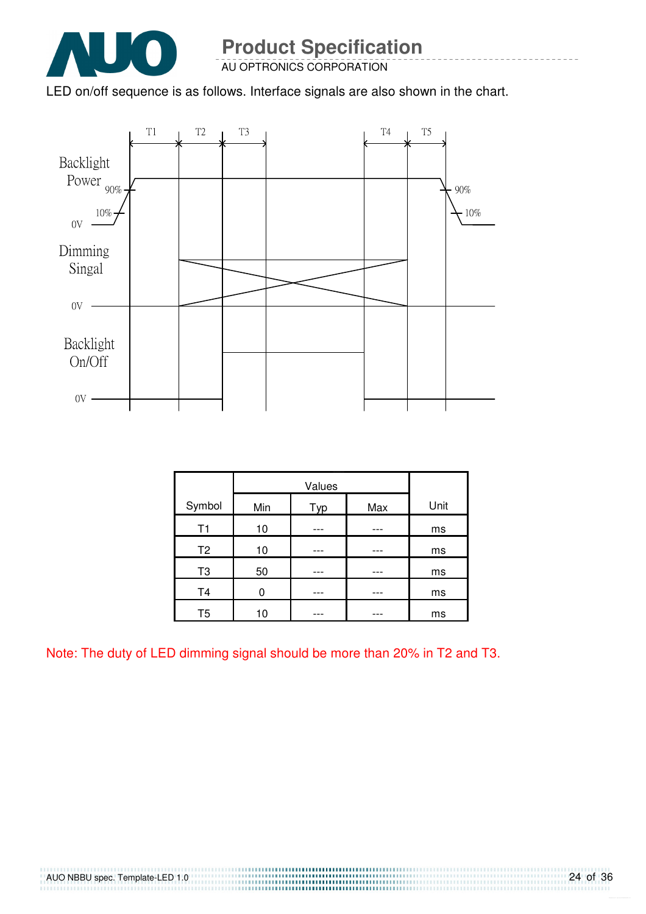LED on/off sequence is as follows. Interface signals are also shown in the chart.

| Symbol | Values | | | Unit |
|---|---|---|---|---|
| | Min | Typ | Max | |
| T1 | 10 | --- | --- | ms |
| T2 | 10 | --- | --- | ms |
| T3 | 50 | --- | --- | ms |
| T4 | 0 | --- | --- | ms |
| T5 | 10 | --- | --- | ms |

Note: The duty of LED dimming signal should be more than 20% in T2 and T3.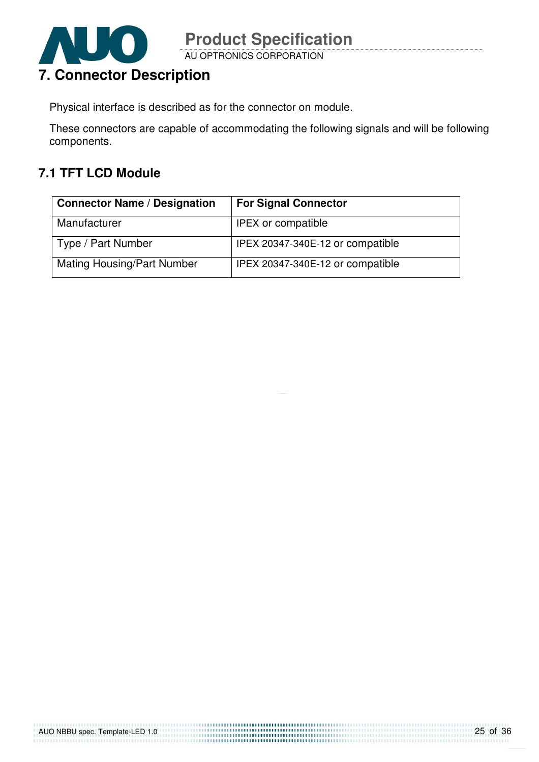# 7. Connector Description

Physical interface is described as for the connector on module.

These connectors are capable of accommodating the following signals and will be following components.

## 7.1 TFT LCD Module

| **Connector Name / Designation** | **For Signal Connector** |
|---|---|
| Manufacturer | IPEX or compatible |
| Type / Part Number | IPEX 20347-340E-12 or compatible |
| Mating Housing/Part Number | IPEX 20347-340E-12 or compatible |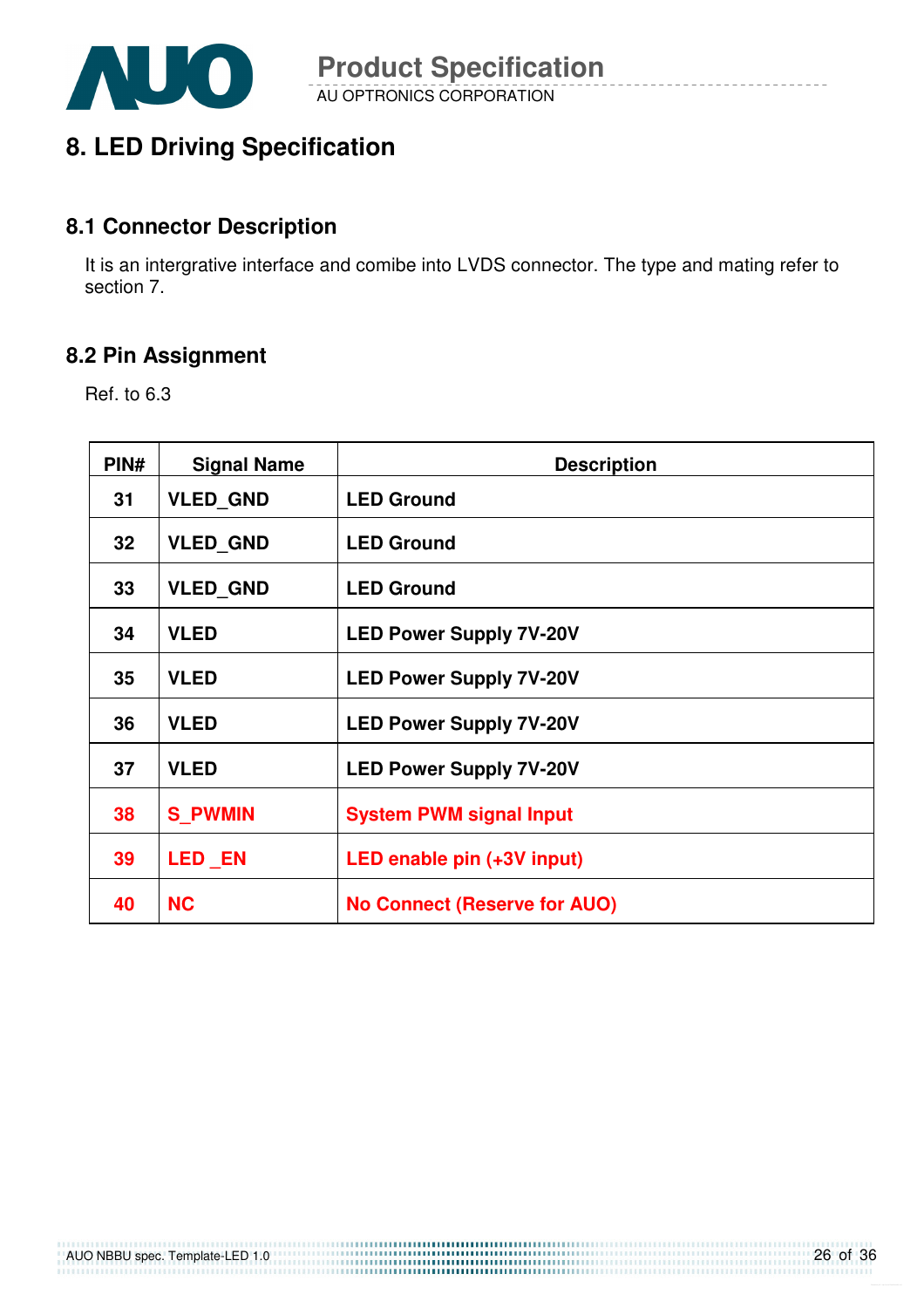# 8. LED Driving Specification

## 8.1 Connector Description

It is an intergrative interface and comibe into LVDS connector. The type and mating refer to section 7.

## 8.2 Pin Assignment

Ref. to 6.3

| PIN# | Signal Name | Description |
|---|---|---|
| 31 | VLED_GND | LED Ground |
| 32 | VLED_GND | LED Ground |
| 33 | VLED_GND | LED Ground |
| 34 | VLED | LED Power Supply 7V-20V |
| 35 | VLED | LED Power Supply 7V-20V |
| 36 | VLED | LED Power Supply 7V-20V |
| 37 | VLED | LED Power Supply 7V-20V |
| 38 | S_PWMIN | System PWM signal Input |
| 39 | LED _EN | LED enable pin (+3V input) |
| 40 | NC | No Connect (Reserve for AUO) |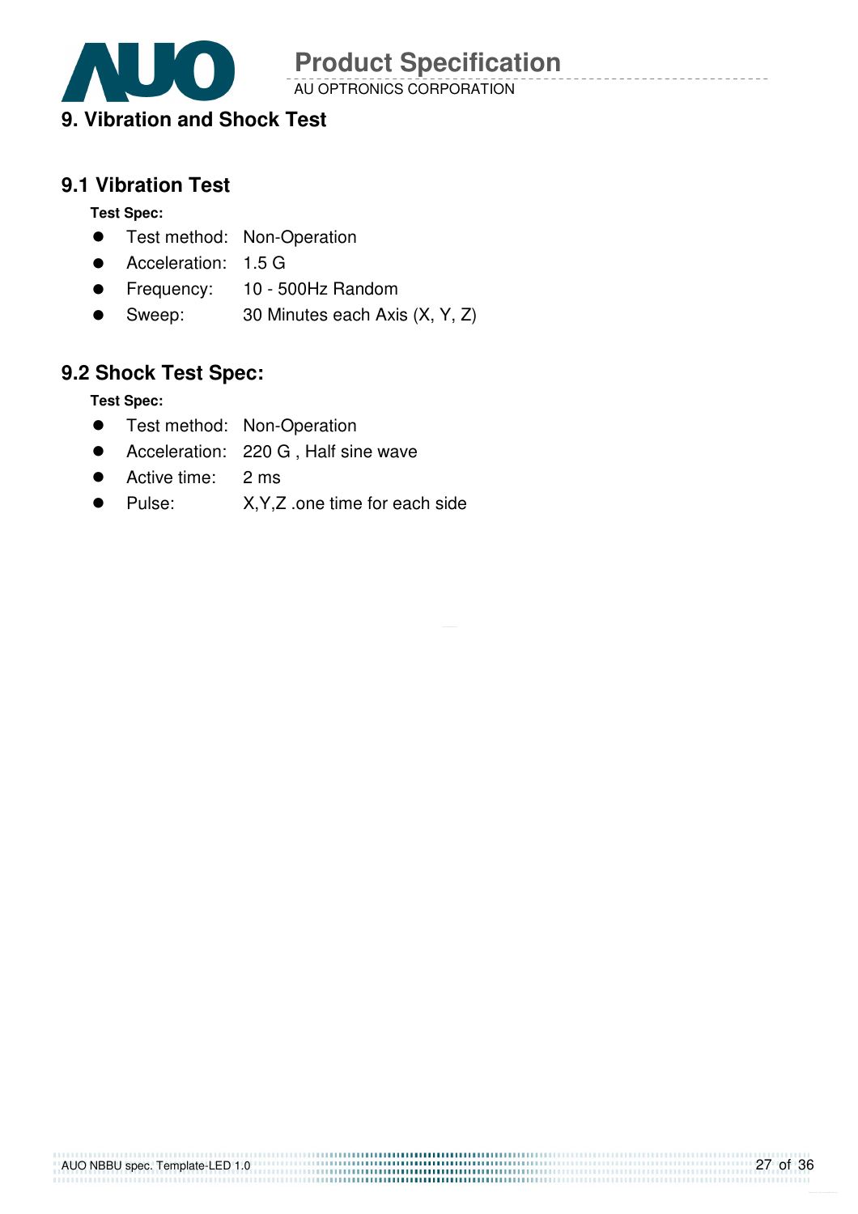# 9. Vibration and Shock Test

## 9.1 Vibration Test

**Test Spec:**

- Test method: Non-Operation
- Acceleration: 1.5 G
- Frequency: 10 - 500Hz Random
- Sweep: 30 Minutes each Axis (X, Y, Z)

## 9.2 Shock Test Spec:

**Test Spec:**

- Test method: Non-Operation
- Acceleration: 220 G , Half sine wave
- Active time: 2 ms
- Pulse: X,Y,Z .one time for each side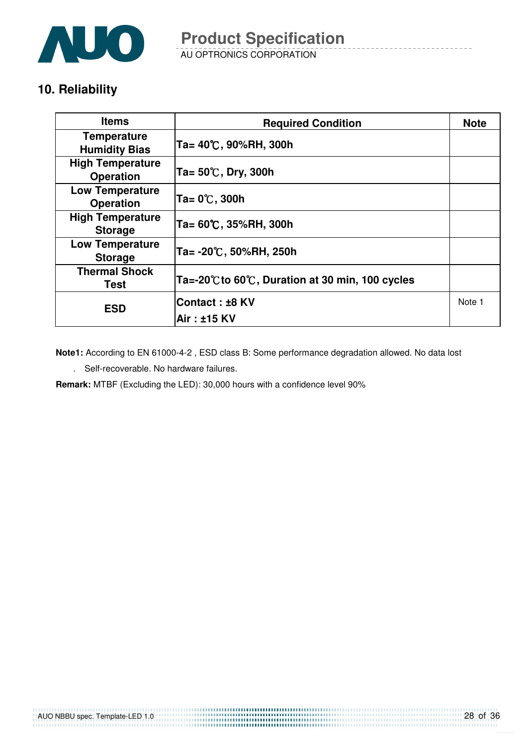## 10. Reliability

| Items | Required Condition | Note |
|---|---|---|
| Temperature Humidity Bias | Ta= 40℃, 90%RH, 300h | |
| High Temperature Operation | Ta= 50℃, Dry, 300h | |
| Low Temperature Operation | Ta= 0℃, 300h | |
| High Temperature Storage | Ta= 60℃, 35%RH, 300h | |
| Low Temperature Storage | Ta= -20℃, 50%RH, 250h | |
| Thermal Shock Test | Ta=-20℃to 60℃, Duration at 30 min, 100 cycles | |
| ESD | Contact : ±8 KV<br>Air : ±15 KV | Note 1 |

**Note1:** According to EN 61000-4-2 , ESD class B: Some performance degradation allowed. No data lost

. Self-recoverable. No hardware failures.

**Remark:** MTBF (Excluding the LED): 30,000 hours with a confidence level 90%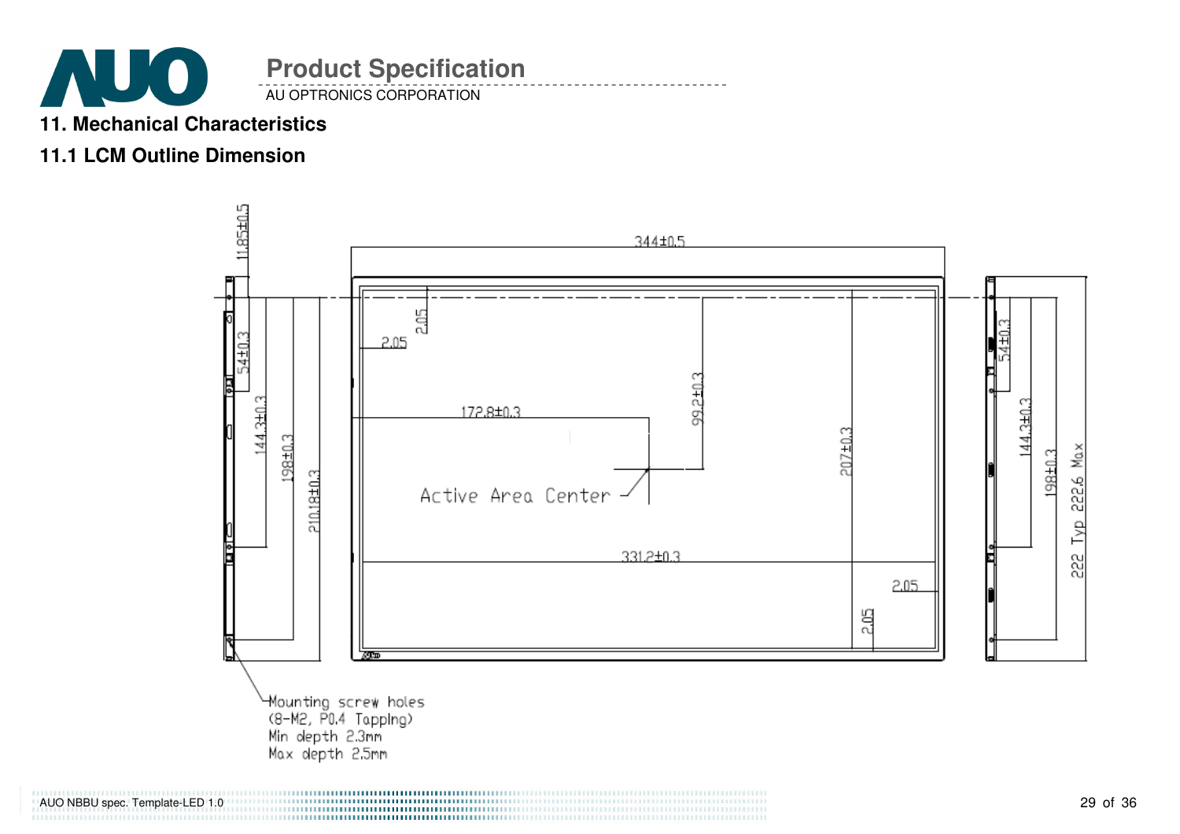## 11. Mechanical Characteristics

### 11.1 LCM Outline Dimension

344±0.5

11.85±0.5

2.05

2.05

54±0.3

144.3±0.3

198±0.3

210.18±0.3

172.8±0.3

99.2±0.3

207±0.3

Active Area Center

331.2±0.3

2.05

2.05

54±0.3

144.3±0.3

198±0.3

222 Typ 222.6 Max

Mounting screw holes
(8-M2, P0.4 Tapping)
Min depth 2.3mm
Max depth 2.5mm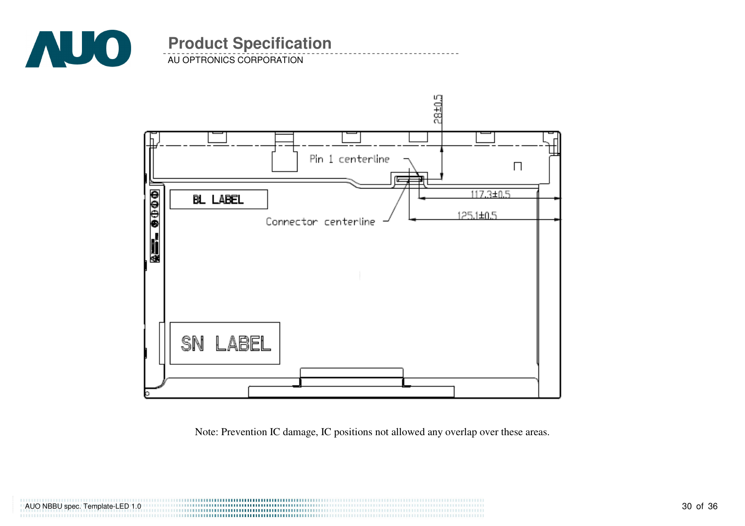Pin 1 centerline

28±0.5

BL LABEL

117.3±0.5

Connector centerline

125.1±0.5

SN LABEL

Note: Prevention IC damage, IC positions not allowed any overlap over these areas.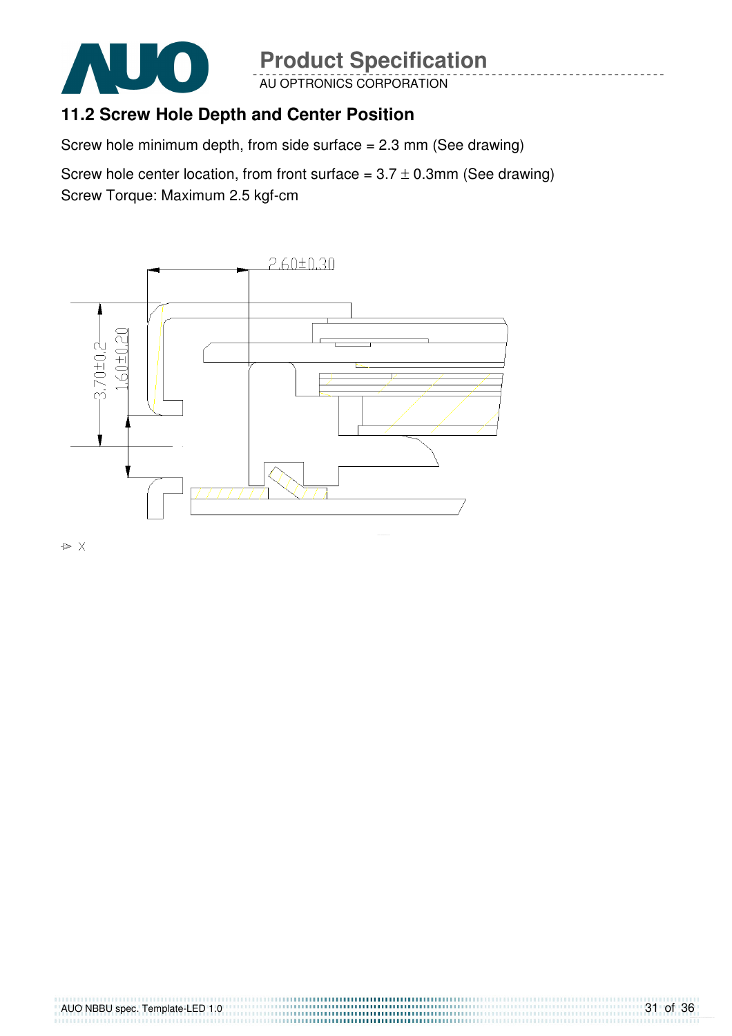## 11.2 Screw Hole Depth and Center Position

Screw hole minimum depth, from side surface = 2.3 mm (See drawing)

Screw hole center location, from front surface = 3.7 ± 0.3mm (See drawing)
Screw Torque: Maximum 2.5 kgf-cm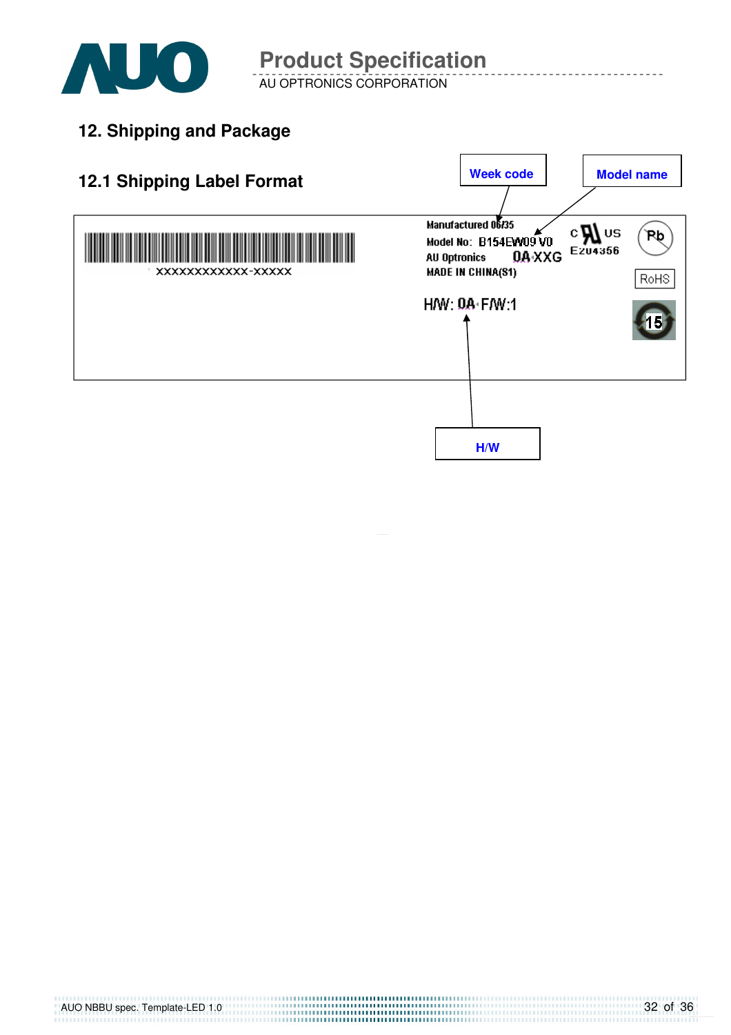## 12. Shipping and Package

### 12.1 Shipping Label Format

Week code

Model name

XXXXXXXXXXXX-XXXXX

Manufactured 06/35

Model No: B154EW09 V0

AU Optronics 0A XXG

MADE IN CHINA(S1)

c US E204356

Pb

RoHS

15

H/W: 0A F/W:1

H/W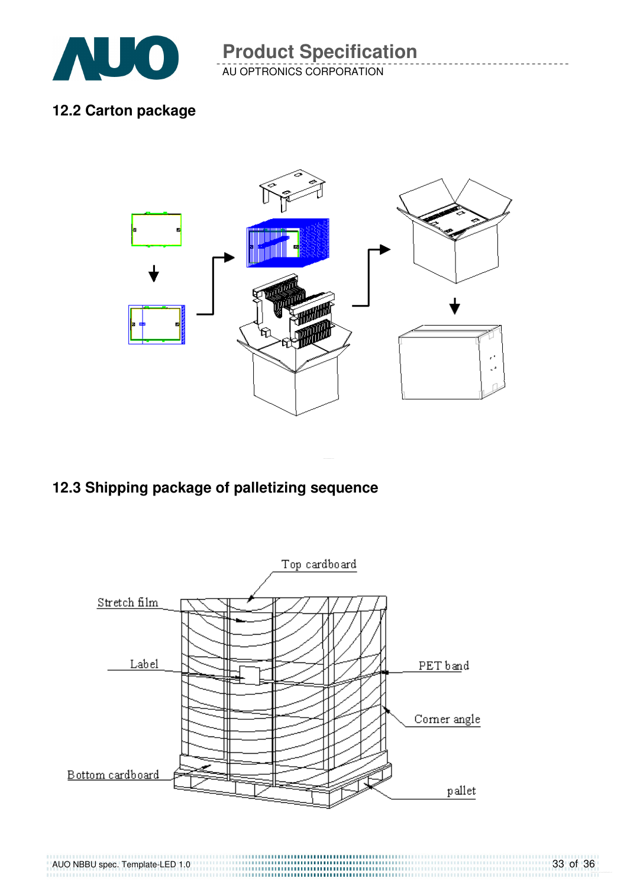## 12.2 Carton package

## 12.3 Shipping package of palletizing sequence

Top cardboard

Stretch film

Label

PET band

Corner angle

Bottom cardboard

pallet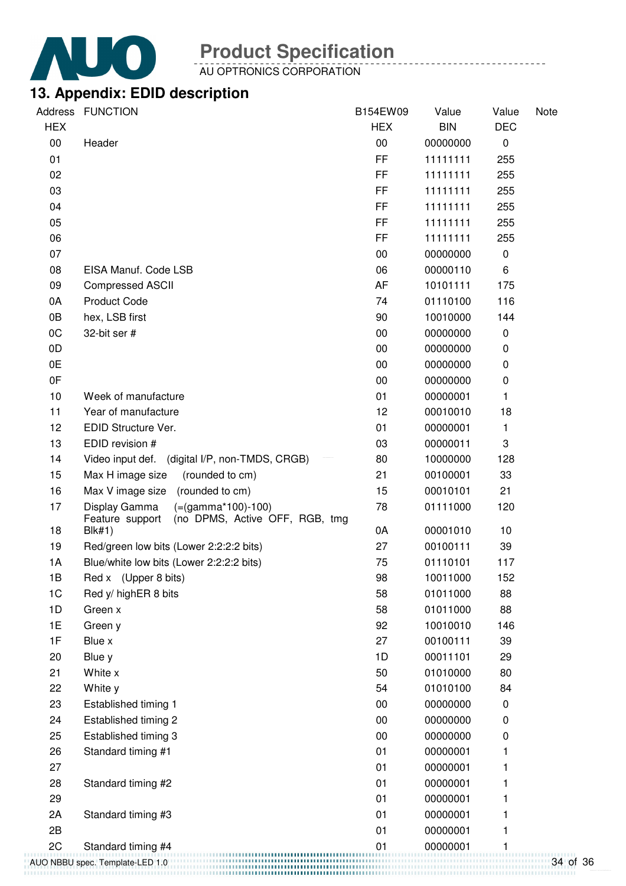## 13. Appendix: EDID description

| Address HEX | FUNCTION | B154EW09 HEX | Value BIN | Value DEC | Note |
|---|---|---|---|---|---|
| 00 | Header | 00 | 00000000 | 0 | |
| 01 | | FF | 11111111 | 255 | |
| 02 | | FF | 11111111 | 255 | |
| 03 | | FF | 11111111 | 255 | |
| 04 | | FF | 11111111 | 255 | |
| 05 | | FF | 11111111 | 255 | |
| 06 | | FF | 11111111 | 255 | |
| 07 | | 00 | 00000000 | 0 | |
| 08 | EISA Manuf. Code LSB | 06 | 00000110 | 6 | |
| 09 | Compressed ASCII | AF | 10101111 | 175 | |
| 0A | Product Code | 74 | 01110100 | 116 | |
| 0B | hex, LSB first | 90 | 10010000 | 144 | |
| 0C | 32-bit ser # | 00 | 00000000 | 0 | |
| 0D | | 00 | 00000000 | 0 | |
| 0E | | 00 | 00000000 | 0 | |
| 0F | | 00 | 00000000 | 0 | |
| 10 | Week of manufacture | 01 | 00000001 | 1 | |
| 11 | Year of manufacture | 12 | 00010010 | 18 | |
| 12 | EDID Structure Ver. | 01 | 00000001 | 1 | |
| 13 | EDID revision # | 03 | 00000011 | 3 | |
| 14 | Video input def. (digital I/P, non-TMDS, CRGB) | 80 | 10000000 | 128 | |
| 15 | Max H image size (rounded to cm) | 21 | 00100001 | 33 | |
| 16 | Max V image size (rounded to cm) | 15 | 00010101 | 21 | |
| 17 | Display Gamma (=(gamma*100)-100) | 78 | 01111000 | 120 | |
| 18 | Feature support (no DPMS, Active OFF, RGB, tmg Blk#1) | 0A | 00001010 | 10 | |
| 19 | Red/green low bits (Lower 2:2:2:2 bits) | 27 | 00100111 | 39 | |
| 1A | Blue/white low bits (Lower 2:2:2:2 bits) | 75 | 01110101 | 117 | |
| 1B | Red x (Upper 8 bits) | 98 | 10011000 | 152 | |
| 1C | Red y/ highER 8 bits | 58 | 01011000 | 88 | |
| 1D | Green x | 58 | 01011000 | 88 | |
| 1E | Green y | 92 | 10010010 | 146 | |
| 1F | Blue x | 27 | 00100111 | 39 | |
| 20 | Blue y | 1D | 00011101 | 29 | |
| 21 | White x | 50 | 01010000 | 80 | |
| 22 | White y | 54 | 01010100 | 84 | |
| 23 | Established timing 1 | 00 | 00000000 | 0 | |
| 24 | Established timing 2 | 00 | 00000000 | 0 | |
| 25 | Established timing 3 | 00 | 00000000 | 0 | |
| 26 | Standard timing #1 | 01 | 00000001 | 1 | |
| 27 | | 01 | 00000001 | 1 | |
| 28 | Standard timing #2 | 01 | 00000001 | 1 | |
| 29 | | 01 | 00000001 | 1 | |
| 2A | Standard timing #3 | 01 | 00000001 | 1 | |
| 2B | | 01 | 00000001 | 1 | |
| 2C | Standard timing #4 | 01 | 00000001 | 1 | |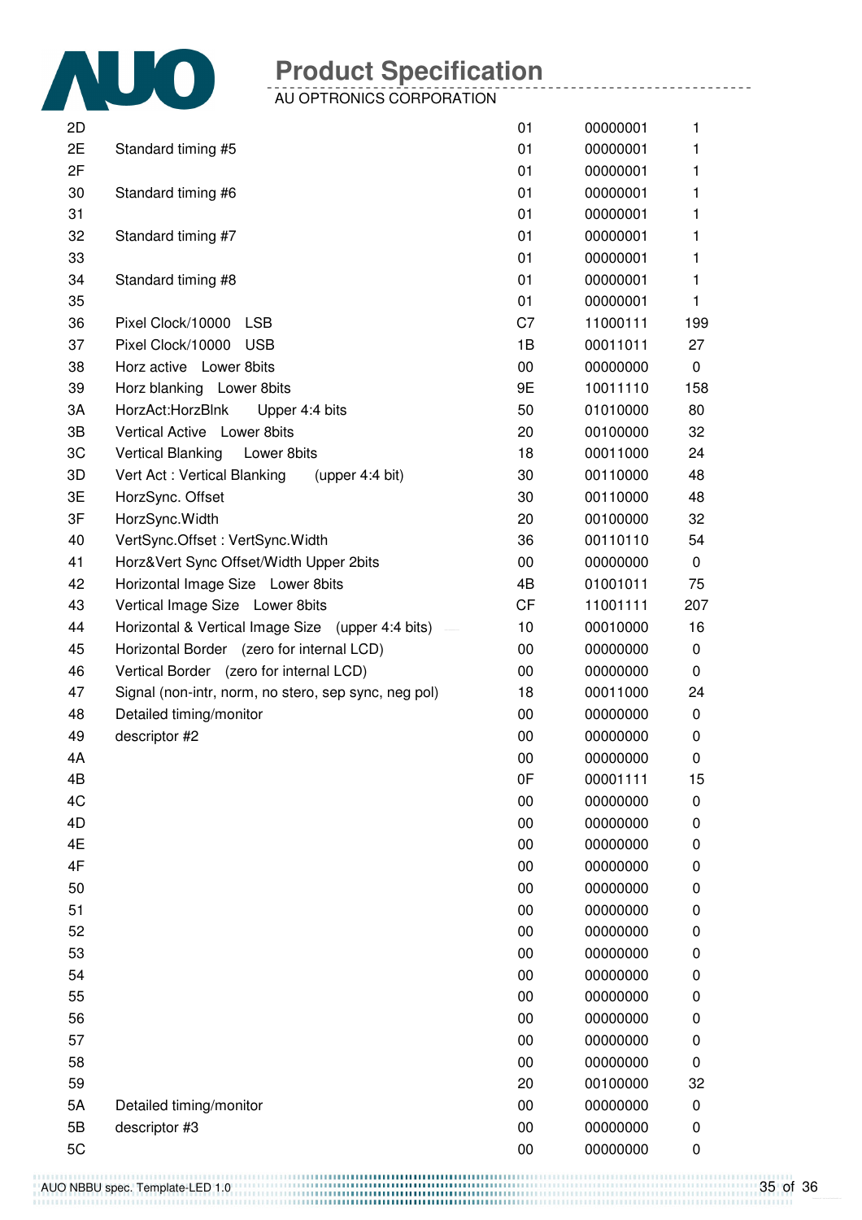| | | | | |
|---|---|---|---|---|
| 2D | | 01 | 00000001 | 1 |
| 2E | Standard timing #5 | 01 | 00000001 | 1 |
| 2F | | 01 | 00000001 | 1 |
| 30 | Standard timing #6 | 01 | 00000001 | 1 |
| 31 | | 01 | 00000001 | 1 |
| 32 | Standard timing #7 | 01 | 00000001 | 1 |
| 33 | | 01 | 00000001 | 1 |
| 34 | Standard timing #8 | 01 | 00000001 | 1 |
| 35 | | 01 | 00000001 | 1 |
| 36 | Pixel Clock/10000 LSB | C7 | 11000111 | 199 |
| 37 | Pixel Clock/10000 USB | 1B | 00011011 | 27 |
| 38 | Horz active Lower 8bits | 00 | 00000000 | 0 |
| 39 | Horz blanking Lower 8bits | 9E | 10011110 | 158 |
| 3A | HorzAct:HorzBlnk Upper 4:4 bits | 50 | 01010000 | 80 |
| 3B | Vertical Active Lower 8bits | 20 | 00100000 | 32 |
| 3C | Vertical Blanking Lower 8bits | 18 | 00011000 | 24 |
| 3D | Vert Act : Vertical Blanking (upper 4:4 bit) | 30 | 00110000 | 48 |
| 3E | HorzSync. Offset | 30 | 00110000 | 48 |
| 3F | HorzSync.Width | 20 | 00100000 | 32 |
| 40 | VertSync.Offset : VertSync.Width | 36 | 00110110 | 54 |
| 41 | Horz&Vert Sync Offset/Width Upper 2bits | 00 | 00000000 | 0 |
| 42 | Horizontal Image Size Lower 8bits | 4B | 01001011 | 75 |
| 43 | Vertical Image Size Lower 8bits | CF | 11001111 | 207 |
| 44 | Horizontal & Vertical Image Size (upper 4:4 bits) | 10 | 00010000 | 16 |
| 45 | Horizontal Border (zero for internal LCD) | 00 | 00000000 | 0 |
| 46 | Vertical Border (zero for internal LCD) | 00 | 00000000 | 0 |
| 47 | Signal (non-intr, norm, no stero, sep sync, neg pol) | 18 | 00011000 | 24 |
| 48 | Detailed timing/monitor | 00 | 00000000 | 0 |
| 49 | descriptor #2 | 00 | 00000000 | 0 |
| 4A | | 00 | 00000000 | 0 |
| 4B | | 0F | 00001111 | 15 |
| 4C | | 00 | 00000000 | 0 |
| 4D | | 00 | 00000000 | 0 |
| 4E | | 00 | 00000000 | 0 |
| 4F | | 00 | 00000000 | 0 |
| 50 | | 00 | 00000000 | 0 |
| 51 | | 00 | 00000000 | 0 |
| 52 | | 00 | 00000000 | 0 |
| 53 | | 00 | 00000000 | 0 |
| 54 | | 00 | 00000000 | 0 |
| 55 | | 00 | 00000000 | 0 |
| 56 | | 00 | 00000000 | 0 |
| 57 | | 00 | 00000000 | 0 |
| 58 | | 00 | 00000000 | 0 |
| 59 | | 20 | 00100000 | 32 |
| 5A | Detailed timing/monitor | 00 | 00000000 | 0 |
| 5B | descriptor #3 | 00 | 00000000 | 0 |
| 5C | | 00 | 00000000 | 0 |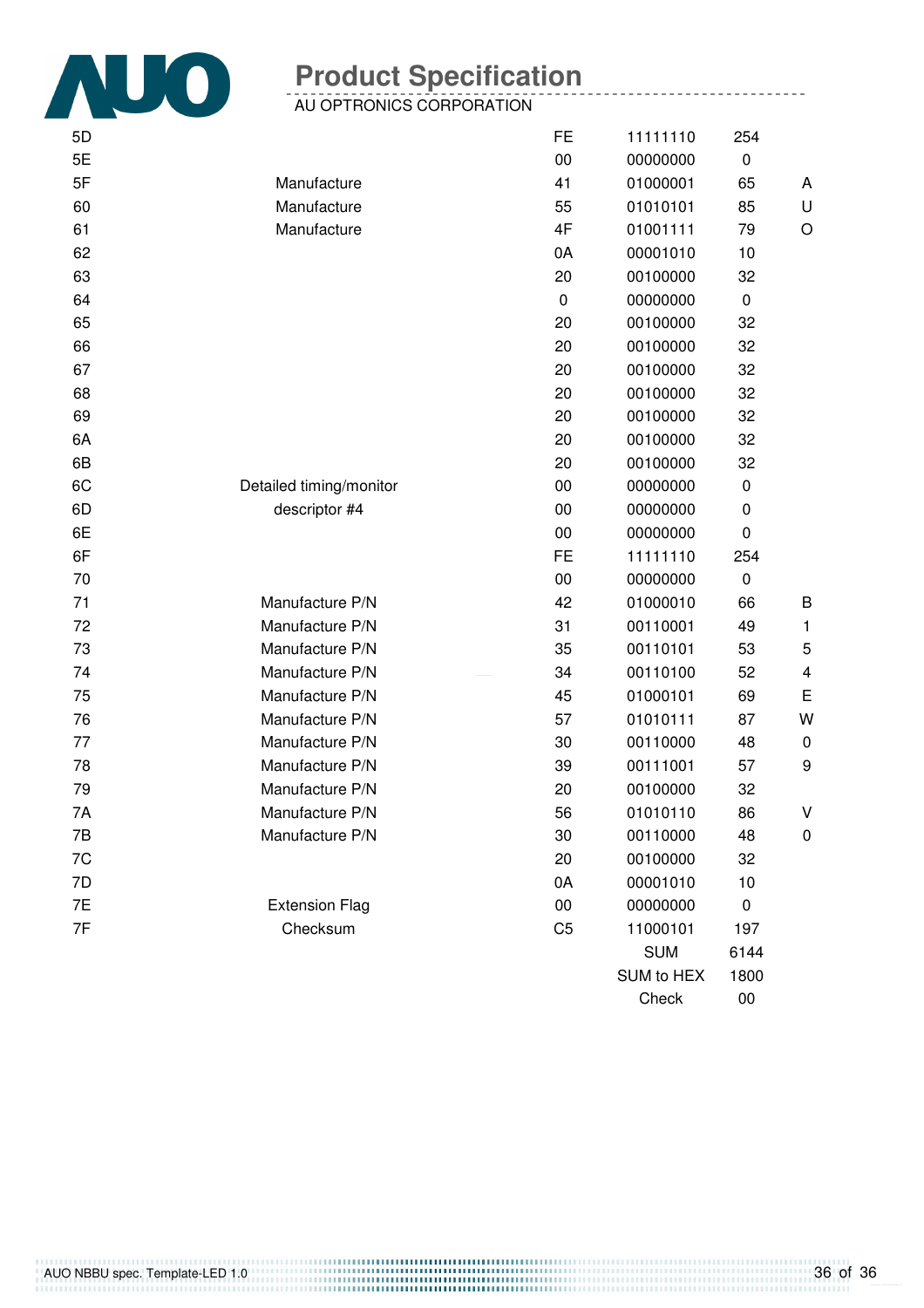| | | | | | |
|---|---|---|---|---|---|
| 5D | | FE | 11111110 | 254 | |
| 5E | | 00 | 00000000 | 0 | |
| 5F | Manufacture | 41 | 01000001 | 65 | A |
| 60 | Manufacture | 55 | 01010101 | 85 | U |
| 61 | Manufacture | 4F | 01001111 | 79 | O |
| 62 | | 0A | 00001010 | 10 | |
| 63 | | 20 | 00100000 | 32 | |
| 64 | | 0 | 00000000 | 0 | |
| 65 | | 20 | 00100000 | 32 | |
| 66 | | 20 | 00100000 | 32 | |
| 67 | | 20 | 00100000 | 32 | |
| 68 | | 20 | 00100000 | 32 | |
| 69 | | 20 | 00100000 | 32 | |
| 6A | | 20 | 00100000 | 32 | |
| 6B | | 20 | 00100000 | 32 | |
| 6C | Detailed timing/monitor | 00 | 00000000 | 0 | |
| 6D | descriptor #4 | 00 | 00000000 | 0 | |
| 6E | | 00 | 00000000 | 0 | |
| 6F | | FE | 11111110 | 254 | |
| 70 | | 00 | 00000000 | 0 | |
| 71 | Manufacture P/N | 42 | 01000010 | 66 | B |
| 72 | Manufacture P/N | 31 | 00110001 | 49 | 1 |
| 73 | Manufacture P/N | 35 | 00110101 | 53 | 5 |
| 74 | Manufacture P/N | 34 | 00110100 | 52 | 4 |
| 75 | Manufacture P/N | 45 | 01000101 | 69 | E |
| 76 | Manufacture P/N | 57 | 01010111 | 87 | W |
| 77 | Manufacture P/N | 30 | 00110000 | 48 | 0 |
| 78 | Manufacture P/N | 39 | 00111001 | 57 | 9 |
| 79 | Manufacture P/N | 20 | 00100000 | 32 | |
| 7A | Manufacture P/N | 56 | 01010110 | 86 | V |
| 7B | Manufacture P/N | 30 | 00110000 | 48 | 0 |
| 7C | | 20 | 00100000 | 32 | |
| 7D | | 0A | 00001010 | 10 | |
| 7E | Extension Flag | 00 | 00000000 | 0 | |
| 7F | Checksum | C5 | 11000101 | 197 | |
| | | | SUM | 6144 | |
| | | | SUM to HEX | 1800 | |
| | | | Check | 00 | |